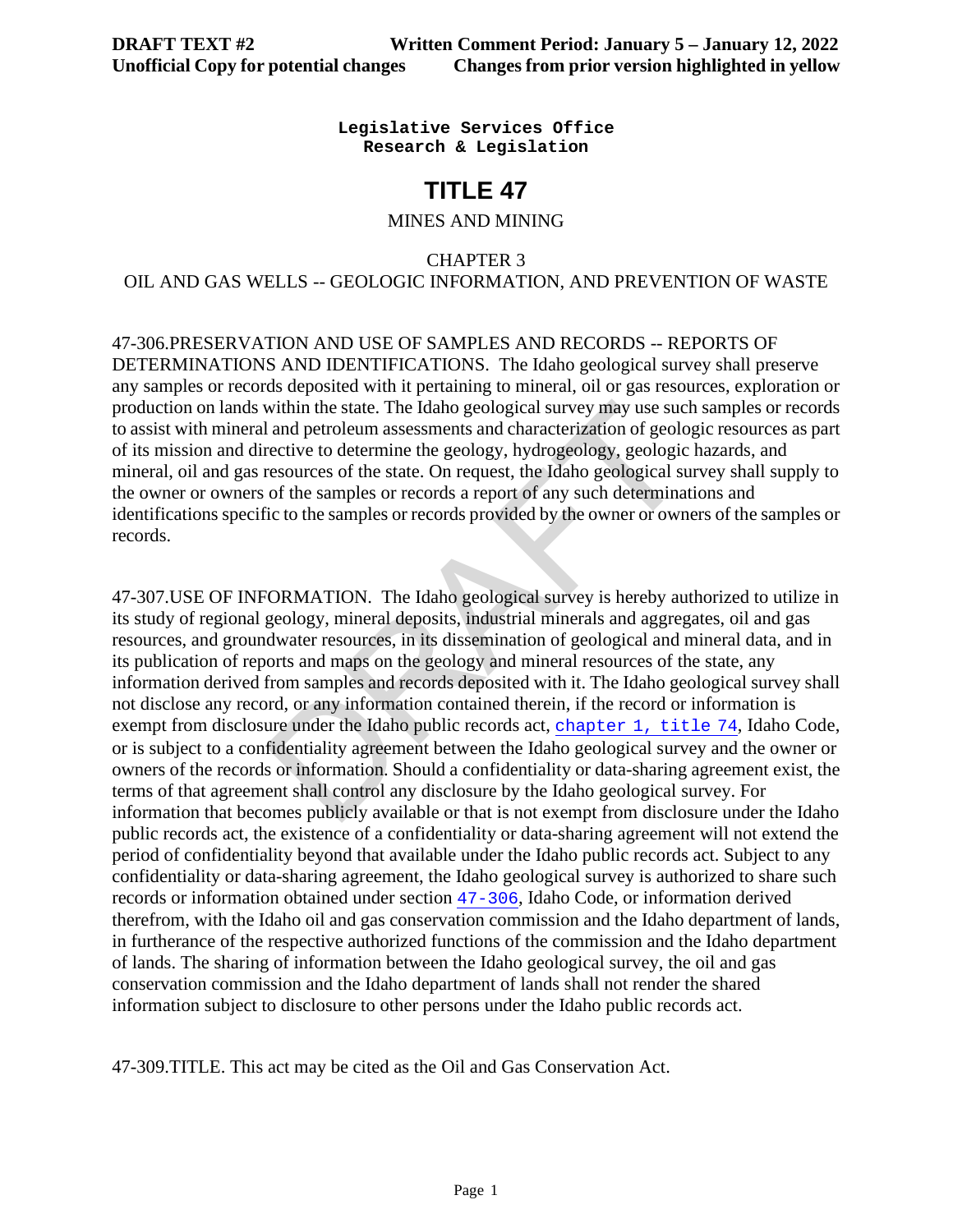**DRAFT TEXT #2** **Written Comment Period: January 5 – January 12, 2022**
**Unofficial Copy for potential changes** **Changes from prior version highlighted in yellow**

**Legislative Services Office**
**Research & Legislation**

# TITLE 47

MINES AND MINING

CHAPTER 3
OIL AND GAS WELLS -- GEOLOGIC INFORMATION, AND PREVENTION OF WASTE

47-306.PRESERVATION AND USE OF SAMPLES AND RECORDS -- REPORTS OF DETERMINATIONS AND IDENTIFICATIONS. The Idaho geological survey shall preserve any samples or records deposited with it pertaining to mineral, oil or gas resources, exploration or production on lands within the state. The Idaho geological survey may use such samples or records to assist with mineral and petroleum assessments and characterization of geologic resources as part of its mission and directive to determine the geology, hydrogeology, geologic hazards, and mineral, oil and gas resources of the state. On request, the Idaho geological survey shall supply to the owner or owners of the samples or records a report of any such determinations and identifications specific to the samples or records provided by the owner or owners of the samples or records.

47-307.USE OF INFORMATION. The Idaho geological survey is hereby authorized to utilize in its study of regional geology, mineral deposits, industrial minerals and aggregates, oil and gas resources, and groundwater resources, in its dissemination of geological and mineral data, and in its publication of reports and maps on the geology and mineral resources of the state, any information derived from samples and records deposited with it. The Idaho geological survey shall not disclose any record, or any information contained therein, if the record or information is exempt from disclosure under the Idaho public records act, chapter 1, title 74, Idaho Code, or is subject to a confidentiality agreement between the Idaho geological survey and the owner or owners of the records or information. Should a confidentiality or data-sharing agreement exist, the terms of that agreement shall control any disclosure by the Idaho geological survey. For information that becomes publicly available or that is not exempt from disclosure under the Idaho public records act, the existence of a confidentiality or data-sharing agreement will not extend the period of confidentiality beyond that available under the Idaho public records act. Subject to any confidentiality or data-sharing agreement, the Idaho geological survey is authorized to share such records or information obtained under section 47-306, Idaho Code, or information derived therefrom, with the Idaho oil and gas conservation commission and the Idaho department of lands, in furtherance of the respective authorized functions of the commission and the Idaho department of lands. The sharing of information between the Idaho geological survey, the oil and gas conservation commission and the Idaho department of lands shall not render the shared information subject to disclosure to other persons under the Idaho public records act.

47-309.TITLE. This act may be cited as the Oil and Gas Conservation Act.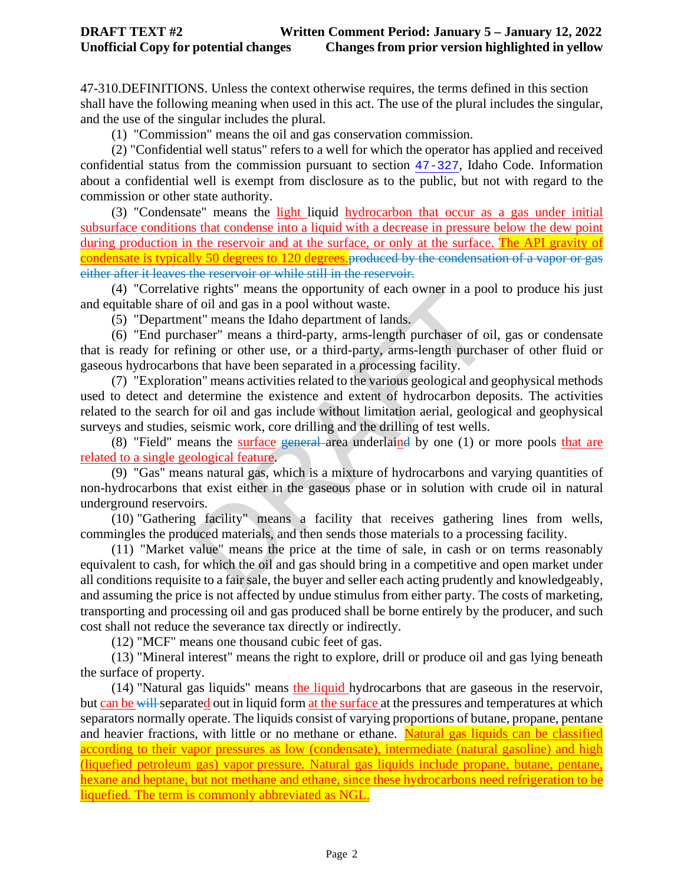47-310.DEFINITIONS. Unless the context otherwise requires, the terms defined in this section shall have the following meaning when used in this act. The use of the plural includes the singular, and the use of the singular includes the plural.

(1) "Commission" means the oil and gas conservation commission.

(2) "Confidential well status" refers to a well for which the operator has applied and received confidential status from the commission pursuant to section 47-327, Idaho Code. Information about a confidential well is exempt from disclosure as to the public, but not with regard to the commission or other state authority.

(3) "Condensate" means the light liquid hydrocarbon that occur as a gas under initial subsurface conditions that condense into a liquid with a decrease in pressure below the dew point during production in the reservoir and at the surface, or only at the surface. The API gravity of condensate is typically 50 degrees to 120 degrees.~~produced by the condensation of a vapor or gas either after it leaves the reservoir or while still in the reservoir.~~

(4) "Correlative rights" means the opportunity of each owner in a pool to produce his just and equitable share of oil and gas in a pool without waste.

(5) "Department" means the Idaho department of lands.

(6) "End purchaser" means a third-party, arms-length purchaser of oil, gas or condensate that is ready for refining or other use, or a third-party, arms-length purchaser of other fluid or gaseous hydrocarbons that have been separated in a processing facility.

(7) "Exploration" means activities related to the various geological and geophysical methods used to detect and determine the existence and extent of hydrocarbon deposits. The activities related to the search for oil and gas include without limitation aerial, geological and geophysical surveys and studies, seismic work, core drilling and the drilling of test wells.

(8) "Field" means the surface ~~general~~ area underlaind by one (1) or more pools that are related to a single geological feature.

(9) "Gas" means natural gas, which is a mixture of hydrocarbons and varying quantities of non-hydrocarbons that exist either in the gaseous phase or in solution with crude oil in natural underground reservoirs.

(10) "Gathering facility" means a facility that receives gathering lines from wells, commingles the produced materials, and then sends those materials to a processing facility.

(11) "Market value" means the price at the time of sale, in cash or on terms reasonably equivalent to cash, for which the oil and gas should bring in a competitive and open market under all conditions requisite to a fair sale, the buyer and seller each acting prudently and knowledgeably, and assuming the price is not affected by undue stimulus from either party. The costs of marketing, transporting and processing oil and gas produced shall be borne entirely by the producer, and such cost shall not reduce the severance tax directly or indirectly.

(12) "MCF" means one thousand cubic feet of gas.

(13) "Mineral interest" means the right to explore, drill or produce oil and gas lying beneath the surface of property.

(14) "Natural gas liquids" means the liquid hydrocarbons that are gaseous in the reservoir, but can be ~~will~~ separated out in liquid form at the surface at the pressures and temperatures at which separators normally operate. The liquids consist of varying proportions of butane, propane, pentane and heavier fractions, with little or no methane or ethane. Natural gas liquids can be classified according to their vapor pressures as low (condensate), intermediate (natural gasoline) and high (liquefied petroleum gas) vapor pressure. Natural gas liquids include propane, butane, pentane, hexane and heptane, but not methane and ethane, since these hydrocarbons need refrigeration to be liquefied. The term is commonly abbreviated as NGL.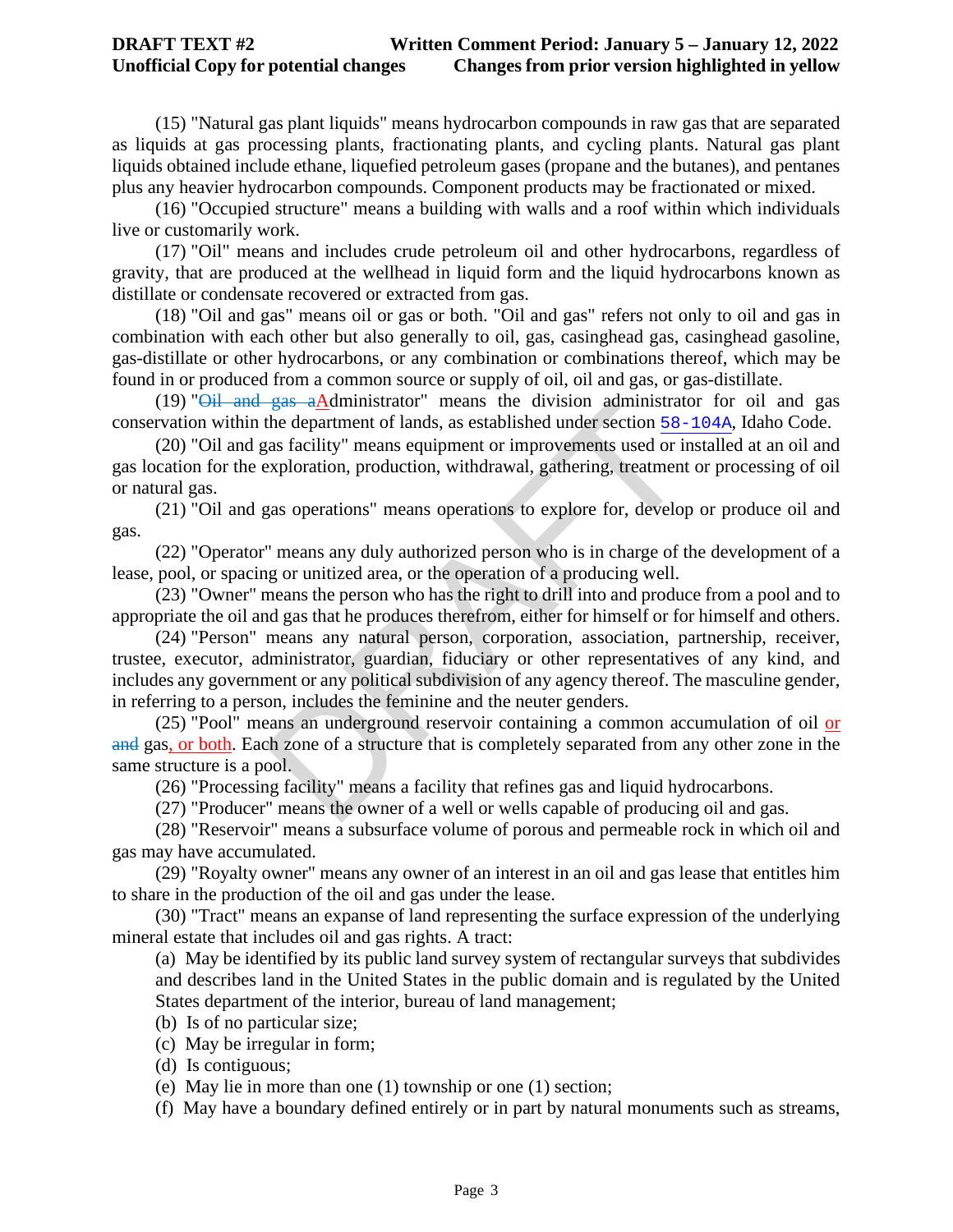(15) "Natural gas plant liquids" means hydrocarbon compounds in raw gas that are separated as liquids at gas processing plants, fractionating plants, and cycling plants. Natural gas plant liquids obtained include ethane, liquefied petroleum gases (propane and the butanes), and pentanes plus any heavier hydrocarbon compounds. Component products may be fractionated or mixed.

(16) "Occupied structure" means a building with walls and a roof within which individuals live or customarily work.

(17) "Oil" means and includes crude petroleum oil and other hydrocarbons, regardless of gravity, that are produced at the wellhead in liquid form and the liquid hydrocarbons known as distillate or condensate recovered or extracted from gas.

(18) "Oil and gas" means oil or gas or both. "Oil and gas" refers not only to oil and gas in combination with each other but also generally to oil, gas, casinghead gas, casinghead gasoline, gas-distillate or other hydrocarbons, or any combination or combinations thereof, which may be found in or produced from a common source or supply of oil, oil and gas, or gas-distillate.

(19) "~~Oil and gas a~~Administrator" means the division administrator for oil and gas conservation within the department of lands, as established under section 58-104A, Idaho Code.

(20) "Oil and gas facility" means equipment or improvements used or installed at an oil and gas location for the exploration, production, withdrawal, gathering, treatment or processing of oil or natural gas.

(21) "Oil and gas operations" means operations to explore for, develop or produce oil and gas.

(22) "Operator" means any duly authorized person who is in charge of the development of a lease, pool, or spacing or unitized area, or the operation of a producing well.

(23) "Owner" means the person who has the right to drill into and produce from a pool and to appropriate the oil and gas that he produces therefrom, either for himself or for himself and others.

(24) "Person" means any natural person, corporation, association, partnership, receiver, trustee, executor, administrator, guardian, fiduciary or other representatives of any kind, and includes any government or any political subdivision of any agency thereof. The masculine gender, in referring to a person, includes the feminine and the neuter genders.

(25) "Pool" means an underground reservoir containing a common accumulation of oil or ~~and~~ gas, or both. Each zone of a structure that is completely separated from any other zone in the same structure is a pool.

(26) "Processing facility" means a facility that refines gas and liquid hydrocarbons.

(27) "Producer" means the owner of a well or wells capable of producing oil and gas.

(28) "Reservoir" means a subsurface volume of porous and permeable rock in which oil and gas may have accumulated.

(29) "Royalty owner" means any owner of an interest in an oil and gas lease that entitles him to share in the production of the oil and gas under the lease.

(30) "Tract" means an expanse of land representing the surface expression of the underlying mineral estate that includes oil and gas rights. A tract:

(a) May be identified by its public land survey system of rectangular surveys that subdivides and describes land in the United States in the public domain and is regulated by the United States department of the interior, bureau of land management;

(b) Is of no particular size;

(c) May be irregular in form;

(d) Is contiguous;

(e) May lie in more than one (1) township or one (1) section;

(f) May have a boundary defined entirely or in part by natural monuments such as streams,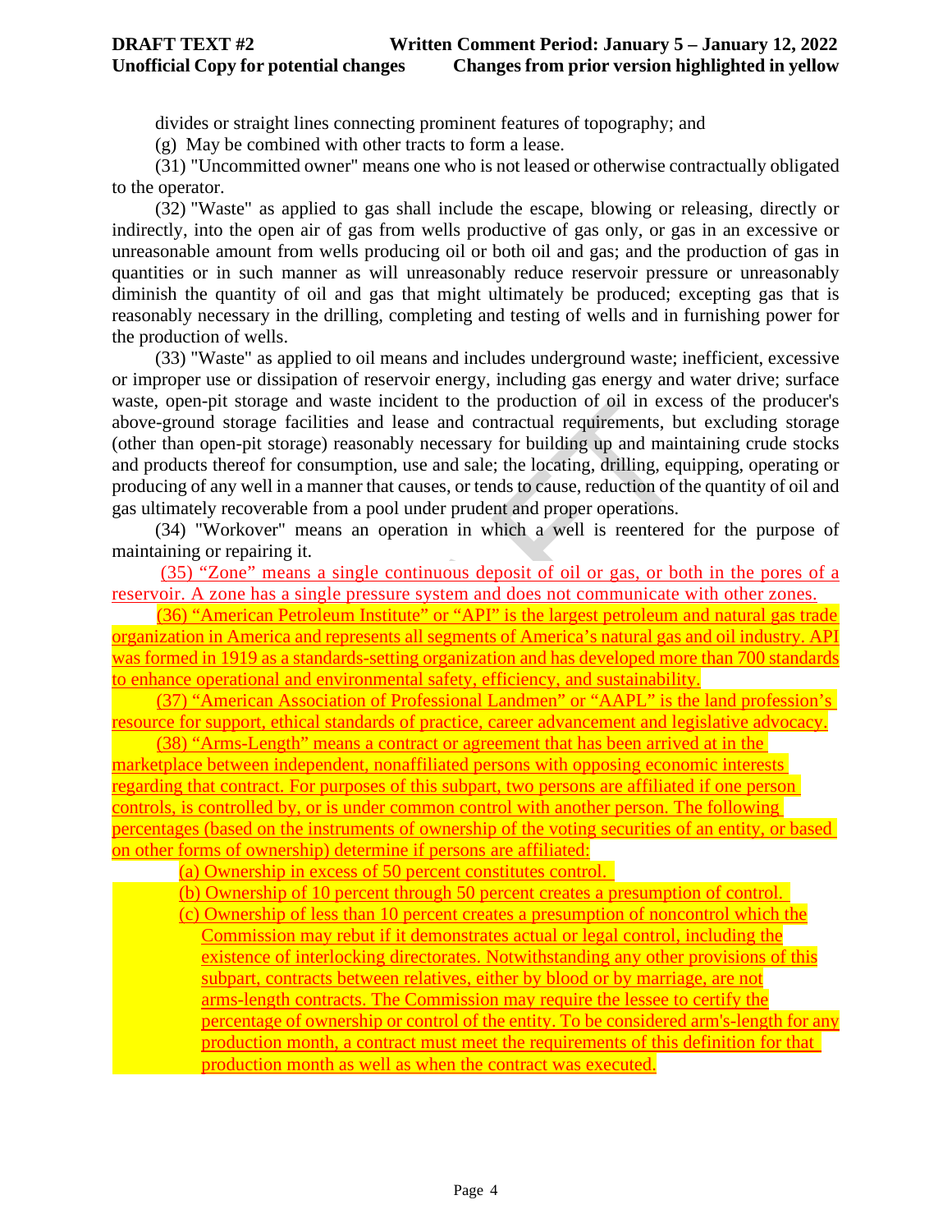divides or straight lines connecting prominent features of topography; and

(g) May be combined with other tracts to form a lease.

(31) "Uncommitted owner" means one who is not leased or otherwise contractually obligated to the operator.

(32) "Waste" as applied to gas shall include the escape, blowing or releasing, directly or indirectly, into the open air of gas from wells productive of gas only, or gas in an excessive or unreasonable amount from wells producing oil or both oil and gas; and the production of gas in quantities or in such manner as will unreasonably reduce reservoir pressure or unreasonably diminish the quantity of oil and gas that might ultimately be produced; excepting gas that is reasonably necessary in the drilling, completing and testing of wells and in furnishing power for the production of wells.

(33) "Waste" as applied to oil means and includes underground waste; inefficient, excessive or improper use or dissipation of reservoir energy, including gas energy and water drive; surface waste, open-pit storage and waste incident to the production of oil in excess of the producer's above-ground storage facilities and lease and contractual requirements, but excluding storage (other than open-pit storage) reasonably necessary for building up and maintaining crude stocks and products thereof for consumption, use and sale; the locating, drilling, equipping, operating or producing of any well in a manner that causes, or tends to cause, reduction of the quantity of oil and gas ultimately recoverable from a pool under prudent and proper operations.

(34) "Workover" means an operation in which a well is reentered for the purpose of maintaining or repairing it.

(35) "Zone" means a single continuous deposit of oil or gas, or both in the pores of a reservoir. A zone has a single pressure system and does not communicate with other zones.

(36) "American Petroleum Institute" or "API" is the largest petroleum and natural gas trade organization in America and represents all segments of America's natural gas and oil industry. API was formed in 1919 as a standards-setting organization and has developed more than 700 standards to enhance operational and environmental safety, efficiency, and sustainability.

(37) "American Association of Professional Landmen" or "AAPL" is the land profession's resource for support, ethical standards of practice, career advancement and legislative advocacy.

(38) "Arms-Length" means a contract or agreement that has been arrived at in the marketplace between independent, nonaffiliated persons with opposing economic interests regarding that contract. For purposes of this subpart, two persons are affiliated if one person controls, is controlled by, or is under common control with another person. The following percentages (based on the instruments of ownership of the voting securities of an entity, or based on other forms of ownership) determine if persons are affiliated:

(a) Ownership in excess of 50 percent constitutes control.

(b) Ownership of 10 percent through 50 percent creates a presumption of control.

(c) Ownership of less than 10 percent creates a presumption of noncontrol which the Commission may rebut if it demonstrates actual or legal control, including the existence of interlocking directorates. Notwithstanding any other provisions of this subpart, contracts between relatives, either by blood or by marriage, are not arms-length contracts. The Commission may require the lessee to certify the percentage of ownership or control of the entity. To be considered arm's-length for any production month, a contract must meet the requirements of this definition for that production month as well as when the contract was executed.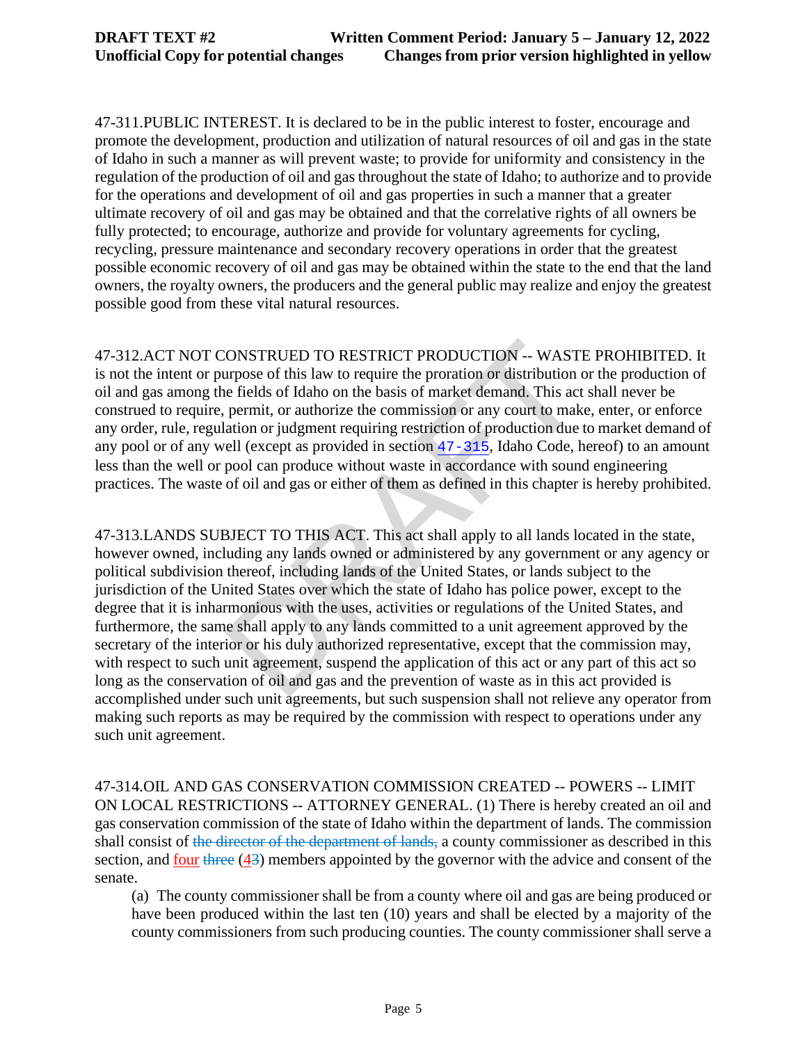47-311.PUBLIC INTEREST. It is declared to be in the public interest to foster, encourage and promote the development, production and utilization of natural resources of oil and gas in the state of Idaho in such a manner as will prevent waste; to provide for uniformity and consistency in the regulation of the production of oil and gas throughout the state of Idaho; to authorize and to provide for the operations and development of oil and gas properties in such a manner that a greater ultimate recovery of oil and gas may be obtained and that the correlative rights of all owners be fully protected; to encourage, authorize and provide for voluntary agreements for cycling, recycling, pressure maintenance and secondary recovery operations in order that the greatest possible economic recovery of oil and gas may be obtained within the state to the end that the land owners, the royalty owners, the producers and the general public may realize and enjoy the greatest possible good from these vital natural resources.

47-312.ACT NOT CONSTRUED TO RESTRICT PRODUCTION -- WASTE PROHIBITED. It is not the intent or purpose of this law to require the proration or distribution or the production of oil and gas among the fields of Idaho on the basis of market demand. This act shall never be construed to require, permit, or authorize the commission or any court to make, enter, or enforce any order, rule, regulation or judgment requiring restriction of production due to market demand of any pool or of any well (except as provided in section 47-315, Idaho Code, hereof) to an amount less than the well or pool can produce without waste in accordance with sound engineering practices. The waste of oil and gas or either of them as defined in this chapter is hereby prohibited.

47-313.LANDS SUBJECT TO THIS ACT. This act shall apply to all lands located in the state, however owned, including any lands owned or administered by any government or any agency or political subdivision thereof, including lands of the United States, or lands subject to the jurisdiction of the United States over which the state of Idaho has police power, except to the degree that it is inharmonious with the uses, activities or regulations of the United States, and furthermore, the same shall apply to any lands committed to a unit agreement approved by the secretary of the interior or his duly authorized representative, except that the commission may, with respect to such unit agreement, suspend the application of this act or any part of this act so long as the conservation of oil and gas and the prevention of waste as in this act provided is accomplished under such unit agreements, but such suspension shall not relieve any operator from making such reports as may be required by the commission with respect to operations under any such unit agreement.

47-314.OIL AND GAS CONSERVATION COMMISSION CREATED -- POWERS -- LIMIT ON LOCAL RESTRICTIONS -- ATTORNEY GENERAL. (1) There is hereby created an oil and gas conservation commission of the state of Idaho within the department of lands. The commission shall consist of ~~the director of the department of lands,~~ a county commissioner as described in this section, and four ~~three~~ (4~~3~~) members appointed by the governor with the advice and consent of the senate.

(a) The county commissioner shall be from a county where oil and gas are being produced or have been produced within the last ten (10) years and shall be elected by a majority of the county commissioners from such producing counties. The county commissioner shall serve a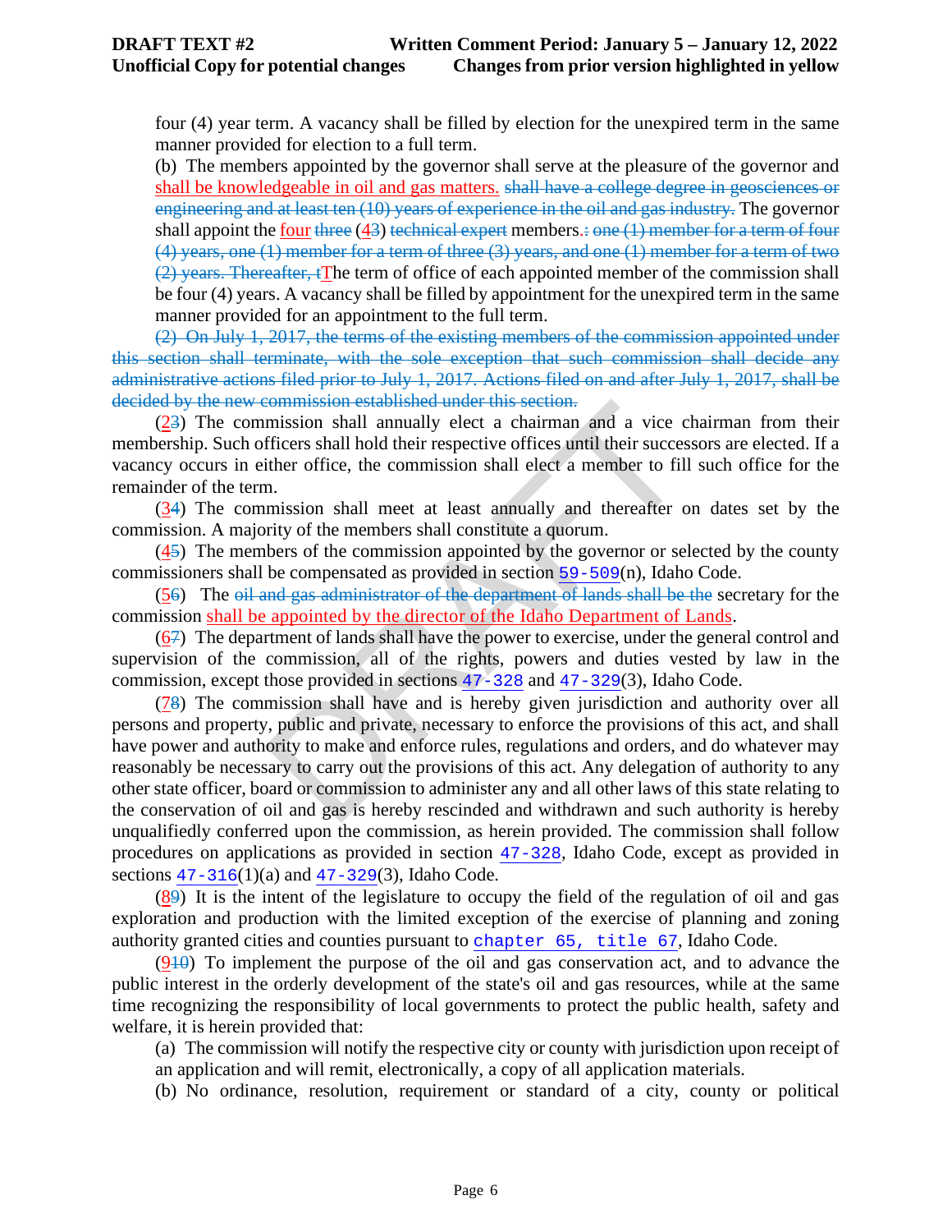four (4) year term. A vacancy shall be filled by election for the unexpired term in the same manner provided for election to a full term.

(b) The members appointed by the governor shall serve at the pleasure of the governor and shall be knowledgeable in oil and gas matters. ~~shall have a college degree in geosciences or engineering and at least ten (10) years of experience in the oil and gas industry.~~ The governor shall appoint the four ~~three~~ (4~~3~~) ~~technical expert~~ members.~~: one (1) member for a term of four (4) years, one (1) member for a term of three (3) years, and one (1) member for a term of two (2) years. Thereafter, t~~The term of office of each appointed member of the commission shall be four (4) years. A vacancy shall be filled by appointment for the unexpired term in the same manner provided for an appointment to the full term.

~~(2) On July 1, 2017, the terms of the existing members of the commission appointed under this section shall terminate, with the sole exception that such commission shall decide any administrative actions filed prior to July 1, 2017. Actions filed on and after July 1, 2017, shall be decided by the new commission established under this section.~~

(2~~3~~) The commission shall annually elect a chairman and a vice chairman from their membership. Such officers shall hold their respective offices until their successors are elected. If a vacancy occurs in either office, the commission shall elect a member to fill such office for the remainder of the term.

(3~~4~~) The commission shall meet at least annually and thereafter on dates set by the commission. A majority of the members shall constitute a quorum.

(4~~5~~) The members of the commission appointed by the governor or selected by the county commissioners shall be compensated as provided in section 59-509(n), Idaho Code.

(5~~6~~) The ~~oil and gas administrator of the department of lands shall be the~~ secretary for the commission shall be appointed by the director of the Idaho Department of Lands.

(6~~7~~) The department of lands shall have the power to exercise, under the general control and supervision of the commission, all of the rights, powers and duties vested by law in the commission, except those provided in sections 47-328 and 47-329(3), Idaho Code.

(7~~8~~) The commission shall have and is hereby given jurisdiction and authority over all persons and property, public and private, necessary to enforce the provisions of this act, and shall have power and authority to make and enforce rules, regulations and orders, and do whatever may reasonably be necessary to carry out the provisions of this act. Any delegation of authority to any other state officer, board or commission to administer any and all other laws of this state relating to the conservation of oil and gas is hereby rescinded and withdrawn and such authority is hereby unqualifiedly conferred upon the commission, as herein provided. The commission shall follow procedures on applications as provided in section 47-328, Idaho Code, except as provided in sections 47-316(1)(a) and 47-329(3), Idaho Code.

(8~~9~~) It is the intent of the legislature to occupy the field of the regulation of oil and gas exploration and production with the limited exception of the exercise of planning and zoning authority granted cities and counties pursuant to chapter 65, title 67, Idaho Code.

(9~~10~~) To implement the purpose of the oil and gas conservation act, and to advance the public interest in the orderly development of the state's oil and gas resources, while at the same time recognizing the responsibility of local governments to protect the public health, safety and welfare, it is herein provided that:

(a) The commission will notify the respective city or county with jurisdiction upon receipt of an application and will remit, electronically, a copy of all application materials.

(b) No ordinance, resolution, requirement or standard of a city, county or political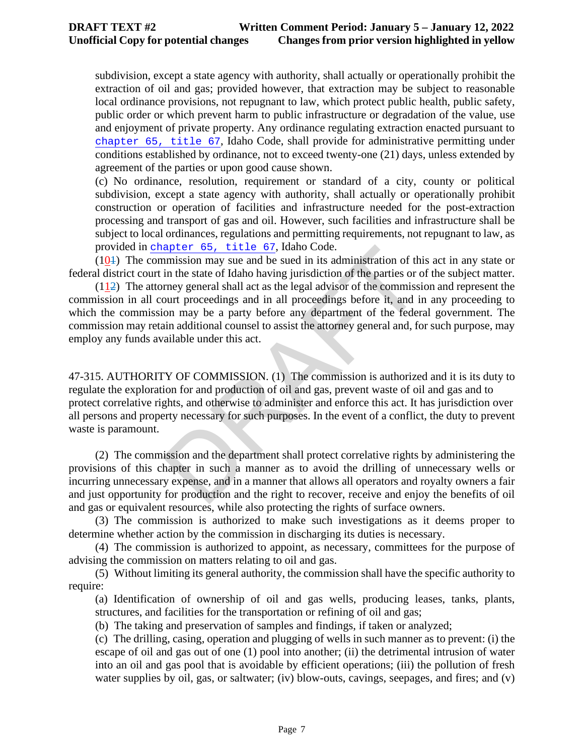subdivision, except a state agency with authority, shall actually or operationally prohibit the extraction of oil and gas; provided however, that extraction may be subject to reasonable local ordinance provisions, not repugnant to law, which protect public health, public safety, public order or which prevent harm to public infrastructure or degradation of the value, use and enjoyment of private property. Any ordinance regulating extraction enacted pursuant to chapter 65, title 67, Idaho Code, shall provide for administrative permitting under conditions established by ordinance, not to exceed twenty-one (21) days, unless extended by agreement of the parties or upon good cause shown.

(c) No ordinance, resolution, requirement or standard of a city, county or political subdivision, except a state agency with authority, shall actually or operationally prohibit construction or operation of facilities and infrastructure needed for the post-extraction processing and transport of gas and oil. However, such facilities and infrastructure shall be subject to local ordinances, regulations and permitting requirements, not repugnant to law, as provided in chapter 65, title 67, Idaho Code.

(10~~1~~) The commission may sue and be sued in its administration of this act in any state or federal district court in the state of Idaho having jurisdiction of the parties or of the subject matter.

(11~~2~~) The attorney general shall act as the legal advisor of the commission and represent the commission in all court proceedings and in all proceedings before it, and in any proceeding to which the commission may be a party before any department of the federal government. The commission may retain additional counsel to assist the attorney general and, for such purpose, may employ any funds available under this act.

47-315. AUTHORITY OF COMMISSION. (1) The commission is authorized and it is its duty to regulate the exploration for and production of oil and gas, prevent waste of oil and gas and to protect correlative rights, and otherwise to administer and enforce this act. It has jurisdiction over all persons and property necessary for such purposes. In the event of a conflict, the duty to prevent waste is paramount.

(2) The commission and the department shall protect correlative rights by administering the provisions of this chapter in such a manner as to avoid the drilling of unnecessary wells or incurring unnecessary expense, and in a manner that allows all operators and royalty owners a fair and just opportunity for production and the right to recover, receive and enjoy the benefits of oil and gas or equivalent resources, while also protecting the rights of surface owners.

(3) The commission is authorized to make such investigations as it deems proper to determine whether action by the commission in discharging its duties is necessary.

(4) The commission is authorized to appoint, as necessary, committees for the purpose of advising the commission on matters relating to oil and gas.

(5) Without limiting its general authority, the commission shall have the specific authority to require:

(a) Identification of ownership of oil and gas wells, producing leases, tanks, plants, structures, and facilities for the transportation or refining of oil and gas;

(b) The taking and preservation of samples and findings, if taken or analyzed;

(c) The drilling, casing, operation and plugging of wells in such manner as to prevent: (i) the escape of oil and gas out of one (1) pool into another; (ii) the detrimental intrusion of water into an oil and gas pool that is avoidable by efficient operations; (iii) the pollution of fresh water supplies by oil, gas, or saltwater; (iv) blow-outs, cavings, seepages, and fires; and (v)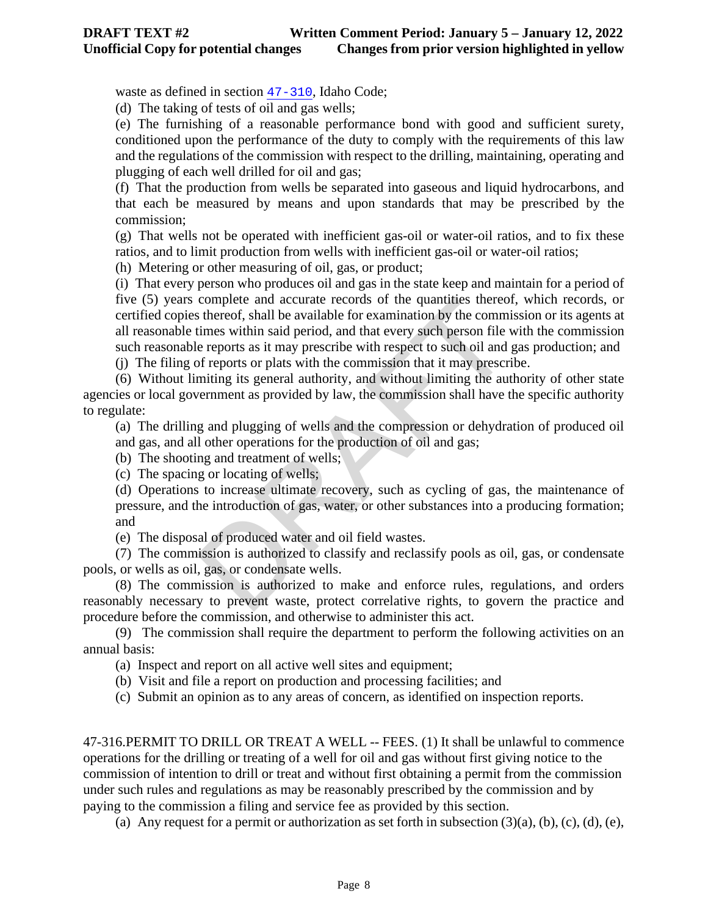waste as defined in section 47-310, Idaho Code;

(d) The taking of tests of oil and gas wells;

(e) The furnishing of a reasonable performance bond with good and sufficient surety, conditioned upon the performance of the duty to comply with the requirements of this law and the regulations of the commission with respect to the drilling, maintaining, operating and plugging of each well drilled for oil and gas;

(f) That the production from wells be separated into gaseous and liquid hydrocarbons, and that each be measured by means and upon standards that may be prescribed by the commission;

(g) That wells not be operated with inefficient gas-oil or water-oil ratios, and to fix these ratios, and to limit production from wells with inefficient gas-oil or water-oil ratios;

(h) Metering or other measuring of oil, gas, or product;

(i) That every person who produces oil and gas in the state keep and maintain for a period of five (5) years complete and accurate records of the quantities thereof, which records, or certified copies thereof, shall be available for examination by the commission or its agents at all reasonable times within said period, and that every such person file with the commission such reasonable reports as it may prescribe with respect to such oil and gas production; and

(j) The filing of reports or plats with the commission that it may prescribe.

(6) Without limiting its general authority, and without limiting the authority of other state agencies or local government as provided by law, the commission shall have the specific authority to regulate:

(a) The drilling and plugging of wells and the compression or dehydration of produced oil and gas, and all other operations for the production of oil and gas;

(b) The shooting and treatment of wells;

(c) The spacing or locating of wells;

(d) Operations to increase ultimate recovery, such as cycling of gas, the maintenance of pressure, and the introduction of gas, water, or other substances into a producing formation; and

(e) The disposal of produced water and oil field wastes.

(7) The commission is authorized to classify and reclassify pools as oil, gas, or condensate pools, or wells as oil, gas, or condensate wells.

(8) The commission is authorized to make and enforce rules, regulations, and orders reasonably necessary to prevent waste, protect correlative rights, to govern the practice and procedure before the commission, and otherwise to administer this act.

(9) The commission shall require the department to perform the following activities on an annual basis:

(a) Inspect and report on all active well sites and equipment;

(b) Visit and file a report on production and processing facilities; and

(c) Submit an opinion as to any areas of concern, as identified on inspection reports.

47-316.PERMIT TO DRILL OR TREAT A WELL -- FEES. (1) It shall be unlawful to commence operations for the drilling or treating of a well for oil and gas without first giving notice to the commission of intention to drill or treat and without first obtaining a permit from the commission under such rules and regulations as may be reasonably prescribed by the commission and by paying to the commission a filing and service fee as provided by this section.

(a) Any request for a permit or authorization as set forth in subsection (3)(a), (b), (c), (d), (e),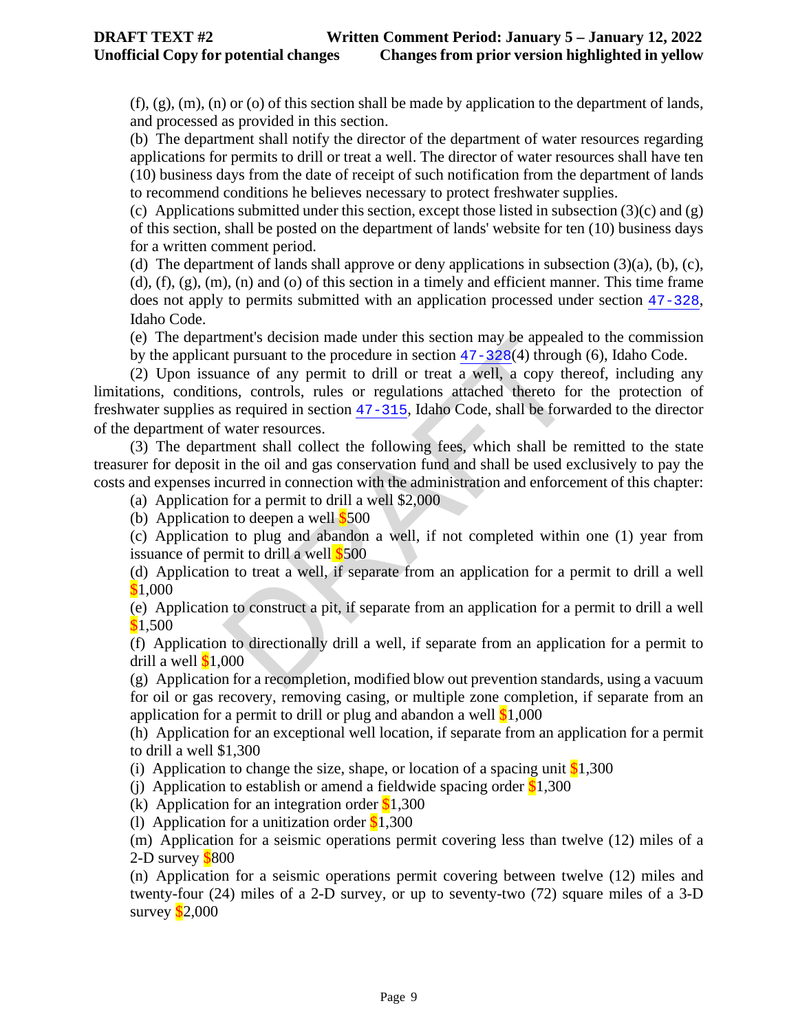(f), (g), (m), (n) or (o) of this section shall be made by application to the department of lands, and processed as provided in this section.

(b) The department shall notify the director of the department of water resources regarding applications for permits to drill or treat a well. The director of water resources shall have ten (10) business days from the date of receipt of such notification from the department of lands to recommend conditions he believes necessary to protect freshwater supplies.

(c) Applications submitted under this section, except those listed in subsection (3)(c) and (g) of this section, shall be posted on the department of lands' website for ten (10) business days for a written comment period.

(d) The department of lands shall approve or deny applications in subsection (3)(a), (b), (c), (d), (f), (g), (m), (n) and (o) of this section in a timely and efficient manner. This time frame does not apply to permits submitted with an application processed under section 47-328, Idaho Code.

(e) The department's decision made under this section may be appealed to the commission by the applicant pursuant to the procedure in section 47-328(4) through (6), Idaho Code.

(2) Upon issuance of any permit to drill or treat a well, a copy thereof, including any limitations, conditions, controls, rules or regulations attached thereto for the protection of freshwater supplies as required in section 47-315, Idaho Code, shall be forwarded to the director of the department of water resources.

(3) The department shall collect the following fees, which shall be remitted to the state treasurer for deposit in the oil and gas conservation fund and shall be used exclusively to pay the costs and expenses incurred in connection with the administration and enforcement of this chapter:

(a) Application for a permit to drill a well $2,000

(b) Application to deepen a well $500

(c) Application to plug and abandon a well, if not completed within one (1) year from issuance of permit to drill a well $500

(d) Application to treat a well, if separate from an application for a permit to drill a well $1,000

(e) Application to construct a pit, if separate from an application for a permit to drill a well $1,500

(f) Application to directionally drill a well, if separate from an application for a permit to drill a well $1,000

(g) Application for a recompletion, modified blow out prevention standards, using a vacuum for oil or gas recovery, removing casing, or multiple zone completion, if separate from an application for a permit to drill or plug and abandon a well $1,000

(h) Application for an exceptional well location, if separate from an application for a permit to drill a well $1,300

(i) Application to change the size, shape, or location of a spacing unit $1,300

(j) Application to establish or amend a fieldwide spacing order $1,300

(k) Application for an integration order $1,300

(l) Application for a unitization order $1,300

(m) Application for a seismic operations permit covering less than twelve (12) miles of a 2-D survey $800

(n) Application for a seismic operations permit covering between twelve (12) miles and twenty-four (24) miles of a 2-D survey, or up to seventy-two (72) square miles of a 3-D survey $2,000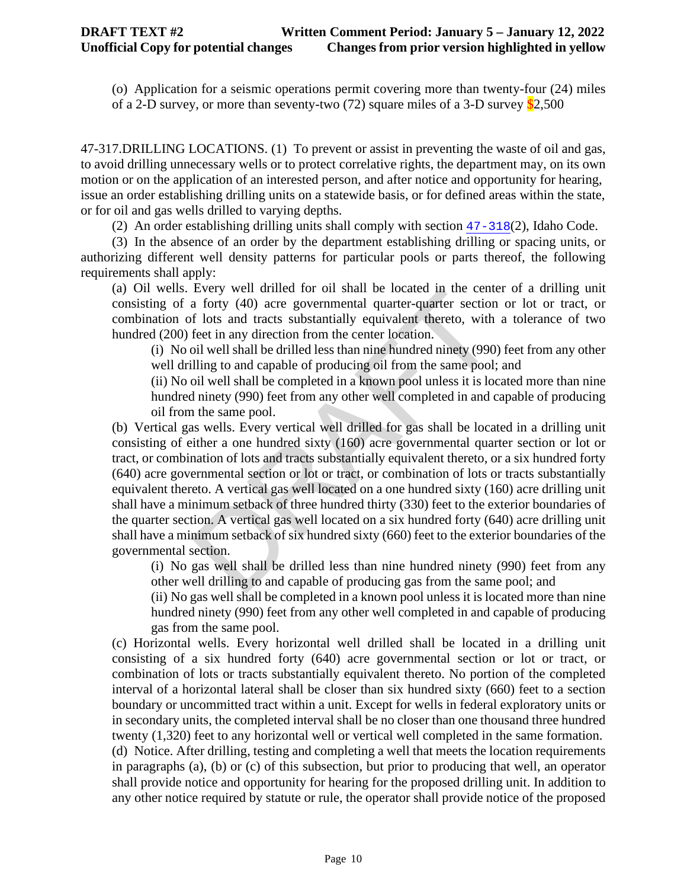(o) Application for a seismic operations permit covering more than twenty-four (24) miles of a 2-D survey, or more than seventy-two (72) square miles of a 3-D survey $2,500

47-317.DRILLING LOCATIONS. (1) To prevent or assist in preventing the waste of oil and gas, to avoid drilling unnecessary wells or to protect correlative rights, the department may, on its own motion or on the application of an interested person, and after notice and opportunity for hearing, issue an order establishing drilling units on a statewide basis, or for defined areas within the state, or for oil and gas wells drilled to varying depths.

(2) An order establishing drilling units shall comply with section 47-318(2), Idaho Code.

(3) In the absence of an order by the department establishing drilling or spacing units, or authorizing different well density patterns for particular pools or parts thereof, the following requirements shall apply:

(a) Oil wells. Every well drilled for oil shall be located in the center of a drilling unit consisting of a forty (40) acre governmental quarter-quarter section or lot or tract, or combination of lots and tracts substantially equivalent thereto, with a tolerance of two hundred (200) feet in any direction from the center location.

(i) No oil well shall be drilled less than nine hundred ninety (990) feet from any other well drilling to and capable of producing oil from the same pool; and

(ii) No oil well shall be completed in a known pool unless it is located more than nine hundred ninety (990) feet from any other well completed in and capable of producing oil from the same pool.

(b) Vertical gas wells. Every vertical well drilled for gas shall be located in a drilling unit consisting of either a one hundred sixty (160) acre governmental quarter section or lot or tract, or combination of lots and tracts substantially equivalent thereto, or a six hundred forty (640) acre governmental section or lot or tract, or combination of lots or tracts substantially equivalent thereto. A vertical gas well located on a one hundred sixty (160) acre drilling unit shall have a minimum setback of three hundred thirty (330) feet to the exterior boundaries of the quarter section. A vertical gas well located on a six hundred forty (640) acre drilling unit shall have a minimum setback of six hundred sixty (660) feet to the exterior boundaries of the governmental section.

(i) No gas well shall be drilled less than nine hundred ninety (990) feet from any other well drilling to and capable of producing gas from the same pool; and

(ii) No gas well shall be completed in a known pool unless it is located more than nine hundred ninety (990) feet from any other well completed in and capable of producing gas from the same pool.

(c) Horizontal wells. Every horizontal well drilled shall be located in a drilling unit consisting of a six hundred forty (640) acre governmental section or lot or tract, or combination of lots or tracts substantially equivalent thereto. No portion of the completed interval of a horizontal lateral shall be closer than six hundred sixty (660) feet to a section boundary or uncommitted tract within a unit. Except for wells in federal exploratory units or in secondary units, the completed interval shall be no closer than one thousand three hundred twenty (1,320) feet to any horizontal well or vertical well completed in the same formation.

(d) Notice. After drilling, testing and completing a well that meets the location requirements in paragraphs (a), (b) or (c) of this subsection, but prior to producing that well, an operator shall provide notice and opportunity for hearing for the proposed drilling unit. In addition to any other notice required by statute or rule, the operator shall provide notice of the proposed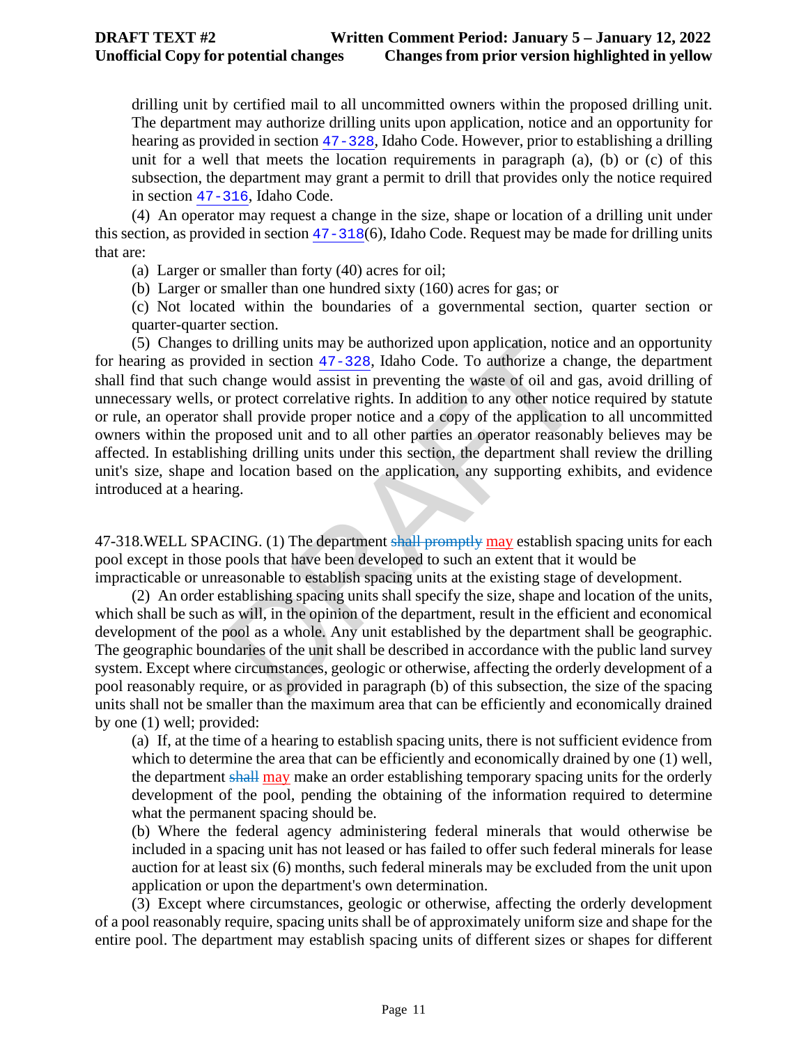drilling unit by certified mail to all uncommitted owners within the proposed drilling unit. The department may authorize drilling units upon application, notice and an opportunity for hearing as provided in section 47-328, Idaho Code. However, prior to establishing a drilling unit for a well that meets the location requirements in paragraph (a), (b) or (c) of this subsection, the department may grant a permit to drill that provides only the notice required in section 47-316, Idaho Code.

(4) An operator may request a change in the size, shape or location of a drilling unit under this section, as provided in section 47-318(6), Idaho Code. Request may be made for drilling units that are:

(a) Larger or smaller than forty (40) acres for oil;

(b) Larger or smaller than one hundred sixty (160) acres for gas; or

(c) Not located within the boundaries of a governmental section, quarter section or quarter-quarter section.

(5) Changes to drilling units may be authorized upon application, notice and an opportunity for hearing as provided in section 47-328, Idaho Code. To authorize a change, the department shall find that such change would assist in preventing the waste of oil and gas, avoid drilling of unnecessary wells, or protect correlative rights. In addition to any other notice required by statute or rule, an operator shall provide proper notice and a copy of the application to all uncommitted owners within the proposed unit and to all other parties an operator reasonably believes may be affected. In establishing drilling units under this section, the department shall review the drilling unit's size, shape and location based on the application, any supporting exhibits, and evidence introduced at a hearing.

47-318.WELL SPACING. (1) The department ~~shall promptly~~ may establish spacing units for each pool except in those pools that have been developed to such an extent that it would be impracticable or unreasonable to establish spacing units at the existing stage of development.

(2) An order establishing spacing units shall specify the size, shape and location of the units, which shall be such as will, in the opinion of the department, result in the efficient and economical development of the pool as a whole. Any unit established by the department shall be geographic. The geographic boundaries of the unit shall be described in accordance with the public land survey system. Except where circumstances, geologic or otherwise, affecting the orderly development of a pool reasonably require, or as provided in paragraph (b) of this subsection, the size of the spacing units shall not be smaller than the maximum area that can be efficiently and economically drained by one (1) well; provided:

(a) If, at the time of a hearing to establish spacing units, there is not sufficient evidence from which to determine the area that can be efficiently and economically drained by one (1) well, the department ~~shall~~ may make an order establishing temporary spacing units for the orderly development of the pool, pending the obtaining of the information required to determine what the permanent spacing should be.

(b) Where the federal agency administering federal minerals that would otherwise be included in a spacing unit has not leased or has failed to offer such federal minerals for lease auction for at least six (6) months, such federal minerals may be excluded from the unit upon application or upon the department's own determination.

(3) Except where circumstances, geologic or otherwise, affecting the orderly development of a pool reasonably require, spacing units shall be of approximately uniform size and shape for the entire pool. The department may establish spacing units of different sizes or shapes for different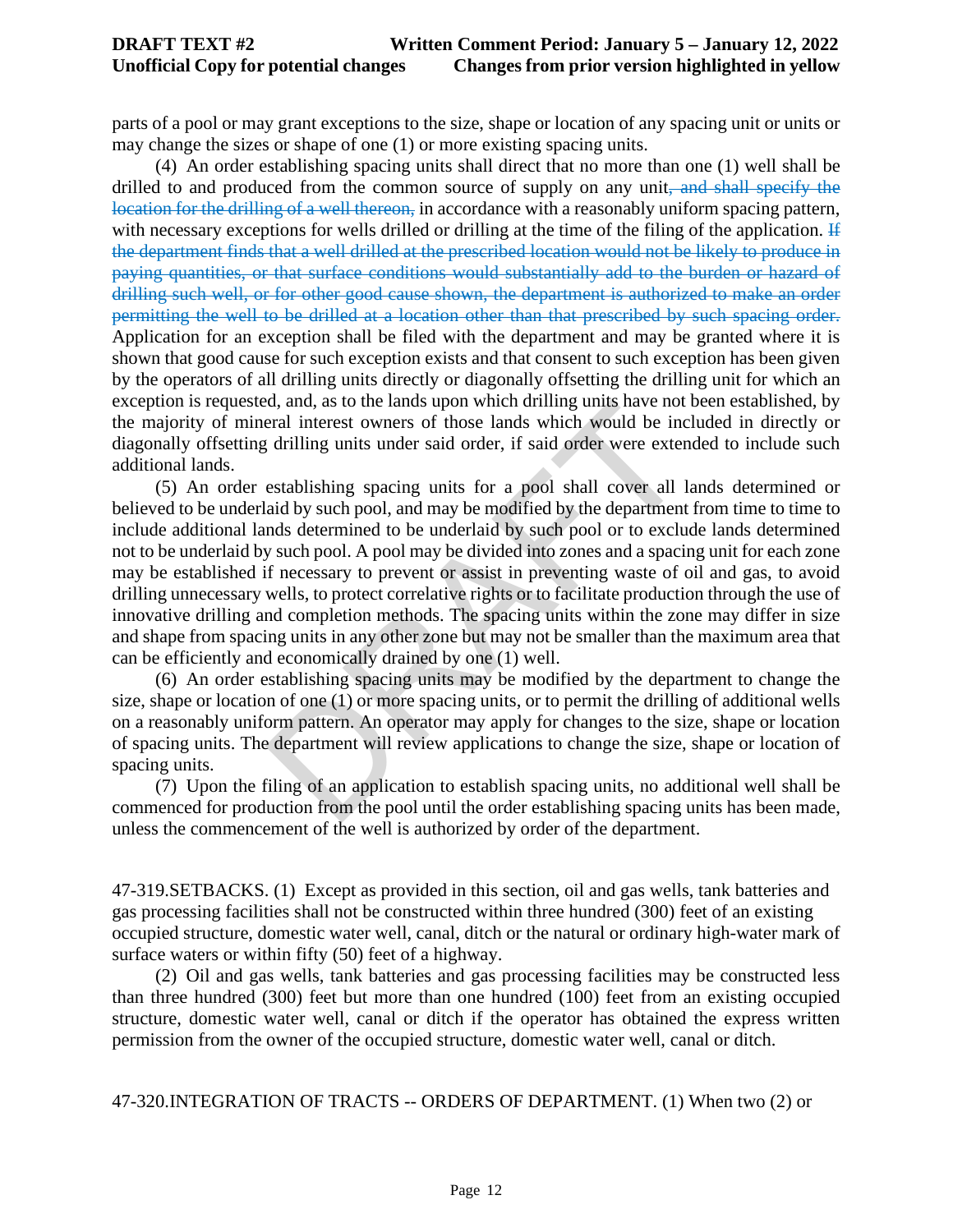parts of a pool or may grant exceptions to the size, shape or location of any spacing unit or units or may change the sizes or shape of one (1) or more existing spacing units.

(4) An order establishing spacing units shall direct that no more than one (1) well shall be drilled to and produced from the common source of supply on any unit~~, and shall specify the location for the drilling of a well thereon,~~ in accordance with a reasonably uniform spacing pattern, with necessary exceptions for wells drilled or drilling at the time of the filing of the application. ~~If the department finds that a well drilled at the prescribed location would not be likely to produce in paying quantities, or that surface conditions would substantially add to the burden or hazard of drilling such well, or for other good cause shown, the department is authorized to make an order permitting the well to be drilled at a location other than that prescribed by such spacing order.~~ Application for an exception shall be filed with the department and may be granted where it is shown that good cause for such exception exists and that consent to such exception has been given by the operators of all drilling units directly or diagonally offsetting the drilling unit for which an exception is requested, and, as to the lands upon which drilling units have not been established, by the majority of mineral interest owners of those lands which would be included in directly or diagonally offsetting drilling units under said order, if said order were extended to include such additional lands.

(5) An order establishing spacing units for a pool shall cover all lands determined or believed to be underlaid by such pool, and may be modified by the department from time to time to include additional lands determined to be underlaid by such pool or to exclude lands determined not to be underlaid by such pool. A pool may be divided into zones and a spacing unit for each zone may be established if necessary to prevent or assist in preventing waste of oil and gas, to avoid drilling unnecessary wells, to protect correlative rights or to facilitate production through the use of innovative drilling and completion methods. The spacing units within the zone may differ in size and shape from spacing units in any other zone but may not be smaller than the maximum area that can be efficiently and economically drained by one (1) well.

(6) An order establishing spacing units may be modified by the department to change the size, shape or location of one (1) or more spacing units, or to permit the drilling of additional wells on a reasonably uniform pattern. An operator may apply for changes to the size, shape or location of spacing units. The department will review applications to change the size, shape or location of spacing units.

(7) Upon the filing of an application to establish spacing units, no additional well shall be commenced for production from the pool until the order establishing spacing units has been made, unless the commencement of the well is authorized by order of the department.

47-319.SETBACKS. (1) Except as provided in this section, oil and gas wells, tank batteries and gas processing facilities shall not be constructed within three hundred (300) feet of an existing occupied structure, domestic water well, canal, ditch or the natural or ordinary high-water mark of surface waters or within fifty (50) feet of a highway.

(2) Oil and gas wells, tank batteries and gas processing facilities may be constructed less than three hundred (300) feet but more than one hundred (100) feet from an existing occupied structure, domestic water well, canal or ditch if the operator has obtained the express written permission from the owner of the occupied structure, domestic water well, canal or ditch.

47-320.INTEGRATION OF TRACTS -- ORDERS OF DEPARTMENT. (1) When two (2) or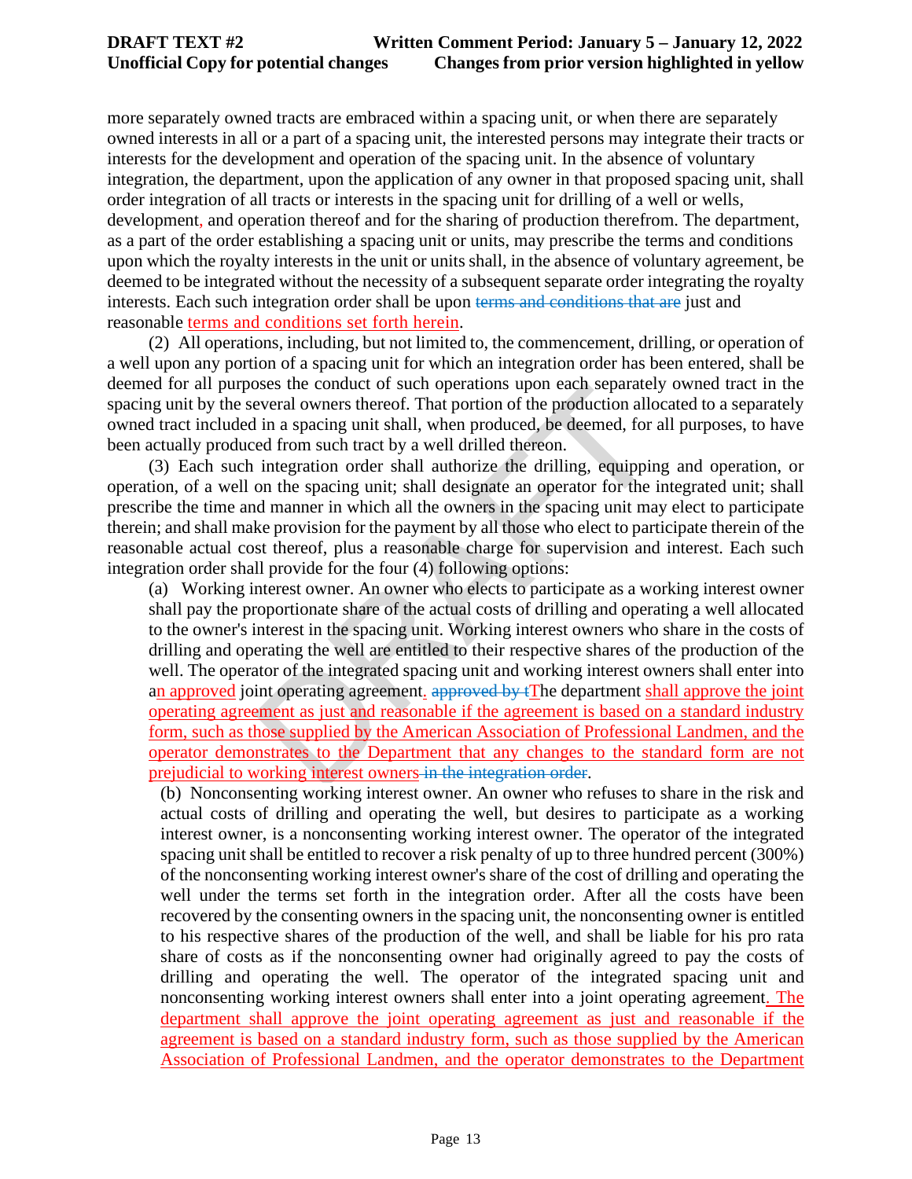more separately owned tracts are embraced within a spacing unit, or when there are separately owned interests in all or a part of a spacing unit, the interested persons may integrate their tracts or interests for the development and operation of the spacing unit. In the absence of voluntary integration, the department, upon the application of any owner in that proposed spacing unit, shall order integration of all tracts or interests in the spacing unit for drilling of a well or wells, development, and operation thereof and for the sharing of production therefrom. The department, as a part of the order establishing a spacing unit or units, may prescribe the terms and conditions upon which the royalty interests in the unit or units shall, in the absence of voluntary agreement, be deemed to be integrated without the necessity of a subsequent separate order integrating the royalty interests. Each such integration order shall be upon ~~terms and conditions that are~~ just and reasonable terms and conditions set forth herein.

(2) All operations, including, but not limited to, the commencement, drilling, or operation of a well upon any portion of a spacing unit for which an integration order has been entered, shall be deemed for all purposes the conduct of such operations upon each separately owned tract in the spacing unit by the several owners thereof. That portion of the production allocated to a separately owned tract included in a spacing unit shall, when produced, be deemed, for all purposes, to have been actually produced from such tract by a well drilled thereon.

(3) Each such integration order shall authorize the drilling, equipping and operation, or operation, of a well on the spacing unit; shall designate an operator for the integrated unit; shall prescribe the time and manner in which all the owners in the spacing unit may elect to participate therein; and shall make provision for the payment by all those who elect to participate therein of the reasonable actual cost thereof, plus a reasonable charge for supervision and interest. Each such integration order shall provide for the four (4) following options:

(a) Working interest owner. An owner who elects to participate as a working interest owner shall pay the proportionate share of the actual costs of drilling and operating a well allocated to the owner's interest in the spacing unit. Working interest owners who share in the costs of drilling and operating the well are entitled to their respective shares of the production of the well. The operator of the integrated spacing unit and working interest owners shall enter into an approved joint operating agreement. ~~approved by t~~The department shall approve the joint operating agreement as just and reasonable if the agreement is based on a standard industry form, such as those supplied by the American Association of Professional Landmen, and the operator demonstrates to the Department that any changes to the standard form are not prejudicial to working interest owners ~~in the integration order~~.

(b) Nonconsenting working interest owner. An owner who refuses to share in the risk and actual costs of drilling and operating the well, but desires to participate as a working interest owner, is a nonconsenting working interest owner. The operator of the integrated spacing unit shall be entitled to recover a risk penalty of up to three hundred percent (300%) of the nonconsenting working interest owner's share of the cost of drilling and operating the well under the terms set forth in the integration order. After all the costs have been recovered by the consenting owners in the spacing unit, the nonconsenting owner is entitled to his respective shares of the production of the well, and shall be liable for his pro rata share of costs as if the nonconsenting owner had originally agreed to pay the costs of drilling and operating the well. The operator of the integrated spacing unit and nonconsenting working interest owners shall enter into a joint operating agreement. The department shall approve the joint operating agreement as just and reasonable if the agreement is based on a standard industry form, such as those supplied by the American Association of Professional Landmen, and the operator demonstrates to the Department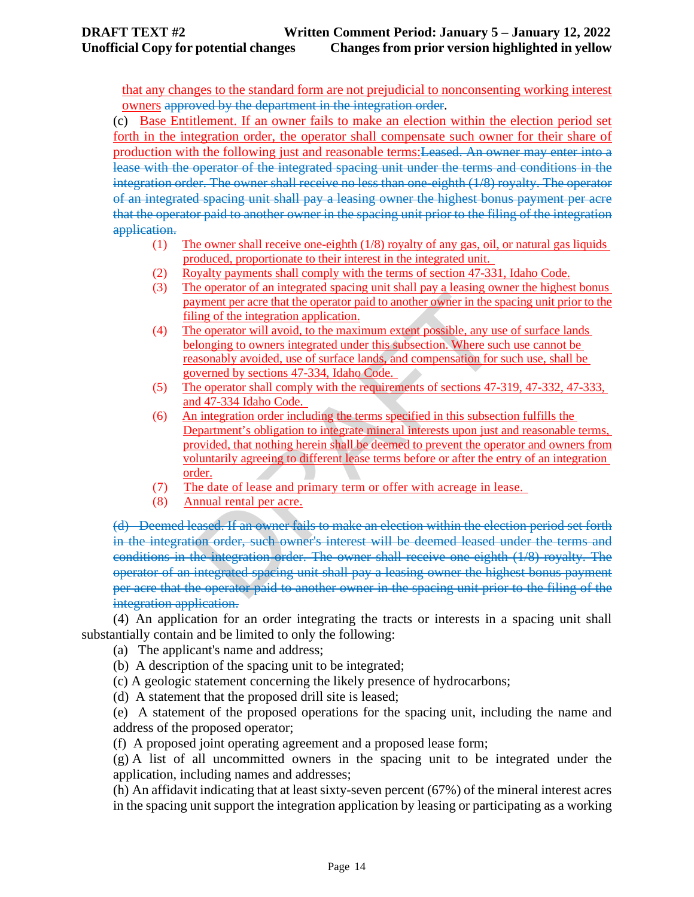that any changes to the standard form are not prejudicial to nonconsenting working interest owners ~~approved by the department in the integration order~~.

(c) Base Entitlement. If an owner fails to make an election within the election period set forth in the integration order, the operator shall compensate such owner for their share of production with the following just and reasonable terms:~~Leased. An owner may enter into a lease with the operator of the integrated spacing unit under the terms and conditions in the integration order. The owner shall receive no less than one-eighth (1/8) royalty. The operator of an integrated spacing unit shall pay a leasing owner the highest bonus payment per acre that the operator paid to another owner in the spacing unit prior to the filing of the integration application.~~

(1) The owner shall receive one-eighth (1/8) royalty of any gas, oil, or natural gas liquids produced, proportionate to their interest in the integrated unit.

(2) Royalty payments shall comply with the terms of section 47-331, Idaho Code.

(3) The operator of an integrated spacing unit shall pay a leasing owner the highest bonus payment per acre that the operator paid to another owner in the spacing unit prior to the filing of the integration application.

(4) The operator will avoid, to the maximum extent possible, any use of surface lands belonging to owners integrated under this subsection. Where such use cannot be reasonably avoided, use of surface lands, and compensation for such use, shall be governed by sections 47-334, Idaho Code.

(5) The operator shall comply with the requirements of sections 47-319, 47-332, 47-333, and 47-334 Idaho Code.

(6) An integration order including the terms specified in this subsection fulfills the Department's obligation to integrate mineral interests upon just and reasonable terms, provided, that nothing herein shall be deemed to prevent the operator and owners from voluntarily agreeing to different lease terms before or after the entry of an integration order.

(7) The date of lease and primary term or offer with acreage in lease.

(8) Annual rental per acre.

~~(d) Deemed leased. If an owner fails to make an election within the election period set forth in the integration order, such owner's interest will be deemed leased under the terms and conditions in the integration order. The owner shall receive one-eighth (1/8) royalty. The operator of an integrated spacing unit shall pay a leasing owner the highest bonus payment per acre that the operator paid to another owner in the spacing unit prior to the filing of the integration application.~~

(4) An application for an order integrating the tracts or interests in a spacing unit shall substantially contain and be limited to only the following:

(a) The applicant's name and address;

(b) A description of the spacing unit to be integrated;

(c) A geologic statement concerning the likely presence of hydrocarbons;

(d) A statement that the proposed drill site is leased;

(e) A statement of the proposed operations for the spacing unit, including the name and address of the proposed operator;

(f) A proposed joint operating agreement and a proposed lease form;

(g) A list of all uncommitted owners in the spacing unit to be integrated under the application, including names and addresses;

(h) An affidavit indicating that at least sixty-seven percent (67%) of the mineral interest acres in the spacing unit support the integration application by leasing or participating as a working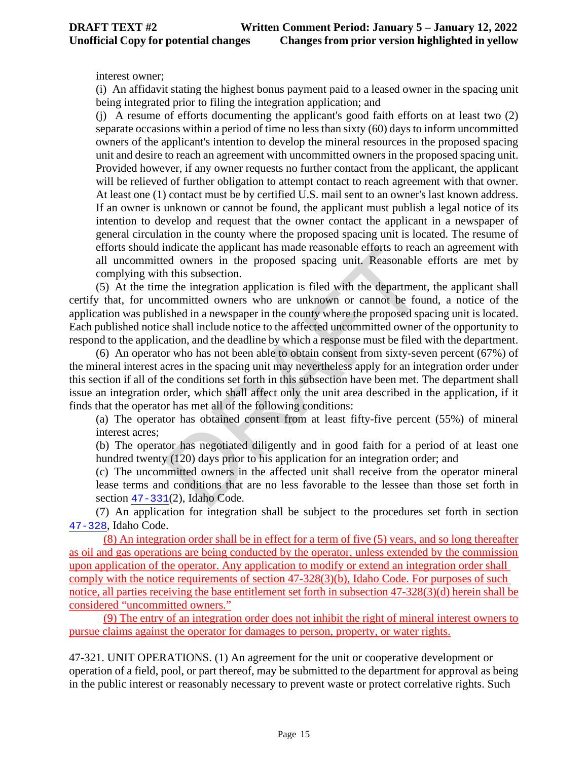interest owner;

(i) An affidavit stating the highest bonus payment paid to a leased owner in the spacing unit being integrated prior to filing the integration application; and

(j) A resume of efforts documenting the applicant's good faith efforts on at least two (2) separate occasions within a period of time no less than sixty (60) days to inform uncommitted owners of the applicant's intention to develop the mineral resources in the proposed spacing unit and desire to reach an agreement with uncommitted owners in the proposed spacing unit. Provided however, if any owner requests no further contact from the applicant, the applicant will be relieved of further obligation to attempt contact to reach agreement with that owner. At least one (1) contact must be by certified U.S. mail sent to an owner's last known address. If an owner is unknown or cannot be found, the applicant must publish a legal notice of its intention to develop and request that the owner contact the applicant in a newspaper of general circulation in the county where the proposed spacing unit is located. The resume of efforts should indicate the applicant has made reasonable efforts to reach an agreement with all uncommitted owners in the proposed spacing unit. Reasonable efforts are met by complying with this subsection.

(5) At the time the integration application is filed with the department, the applicant shall certify that, for uncommitted owners who are unknown or cannot be found, a notice of the application was published in a newspaper in the county where the proposed spacing unit is located. Each published notice shall include notice to the affected uncommitted owner of the opportunity to respond to the application, and the deadline by which a response must be filed with the department.

(6) An operator who has not been able to obtain consent from sixty-seven percent (67%) of the mineral interest acres in the spacing unit may nevertheless apply for an integration order under this section if all of the conditions set forth in this subsection have been met. The department shall issue an integration order, which shall affect only the unit area described in the application, if it finds that the operator has met all of the following conditions:

(a) The operator has obtained consent from at least fifty-five percent (55%) of mineral interest acres;

(b) The operator has negotiated diligently and in good faith for a period of at least one hundred twenty (120) days prior to his application for an integration order; and

(c) The uncommitted owners in the affected unit shall receive from the operator mineral lease terms and conditions that are no less favorable to the lessee than those set forth in section 47-331(2), Idaho Code.

(7) An application for integration shall be subject to the procedures set forth in section 47-328, Idaho Code.

(8) An integration order shall be in effect for a term of five (5) years, and so long thereafter as oil and gas operations are being conducted by the operator, unless extended by the commission upon application of the operator. Any application to modify or extend an integration order shall comply with the notice requirements of section 47-328(3)(b), Idaho Code. For purposes of such notice, all parties receiving the base entitlement set forth in subsection 47-328(3)(d) herein shall be considered "uncommitted owners."

(9) The entry of an integration order does not inhibit the right of mineral interest owners to pursue claims against the operator for damages to person, property, or water rights.

47-321. UNIT OPERATIONS. (1) An agreement for the unit or cooperative development or operation of a field, pool, or part thereof, may be submitted to the department for approval as being in the public interest or reasonably necessary to prevent waste or protect correlative rights. Such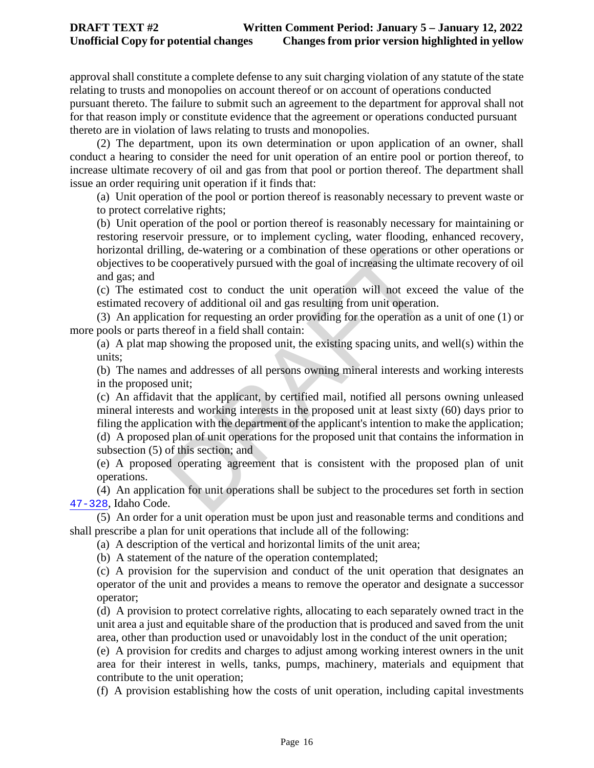approval shall constitute a complete defense to any suit charging violation of any statute of the state relating to trusts and monopolies on account thereof or on account of operations conducted pursuant thereto. The failure to submit such an agreement to the department for approval shall not for that reason imply or constitute evidence that the agreement or operations conducted pursuant thereto are in violation of laws relating to trusts and monopolies.

(2) The department, upon its own determination or upon application of an owner, shall conduct a hearing to consider the need for unit operation of an entire pool or portion thereof, to increase ultimate recovery of oil and gas from that pool or portion thereof. The department shall issue an order requiring unit operation if it finds that:

(a) Unit operation of the pool or portion thereof is reasonably necessary to prevent waste or to protect correlative rights;

(b) Unit operation of the pool or portion thereof is reasonably necessary for maintaining or restoring reservoir pressure, or to implement cycling, water flooding, enhanced recovery, horizontal drilling, de-watering or a combination of these operations or other operations or objectives to be cooperatively pursued with the goal of increasing the ultimate recovery of oil and gas; and

(c) The estimated cost to conduct the unit operation will not exceed the value of the estimated recovery of additional oil and gas resulting from unit operation.

(3) An application for requesting an order providing for the operation as a unit of one (1) or more pools or parts thereof in a field shall contain:

(a) A plat map showing the proposed unit, the existing spacing units, and well(s) within the units;

(b) The names and addresses of all persons owning mineral interests and working interests in the proposed unit;

(c) An affidavit that the applicant, by certified mail, notified all persons owning unleased mineral interests and working interests in the proposed unit at least sixty (60) days prior to filing the application with the department of the applicant's intention to make the application;

(d) A proposed plan of unit operations for the proposed unit that contains the information in subsection (5) of this section; and

(e) A proposed operating agreement that is consistent with the proposed plan of unit operations.

(4) An application for unit operations shall be subject to the procedures set forth in section 47-328, Idaho Code.

(5) An order for a unit operation must be upon just and reasonable terms and conditions and shall prescribe a plan for unit operations that include all of the following:

(a) A description of the vertical and horizontal limits of the unit area;

(b) A statement of the nature of the operation contemplated;

(c) A provision for the supervision and conduct of the unit operation that designates an operator of the unit and provides a means to remove the operator and designate a successor operator;

(d) A provision to protect correlative rights, allocating to each separately owned tract in the unit area a just and equitable share of the production that is produced and saved from the unit area, other than production used or unavoidably lost in the conduct of the unit operation;

(e) A provision for credits and charges to adjust among working interest owners in the unit area for their interest in wells, tanks, pumps, machinery, materials and equipment that contribute to the unit operation;

(f) A provision establishing how the costs of unit operation, including capital investments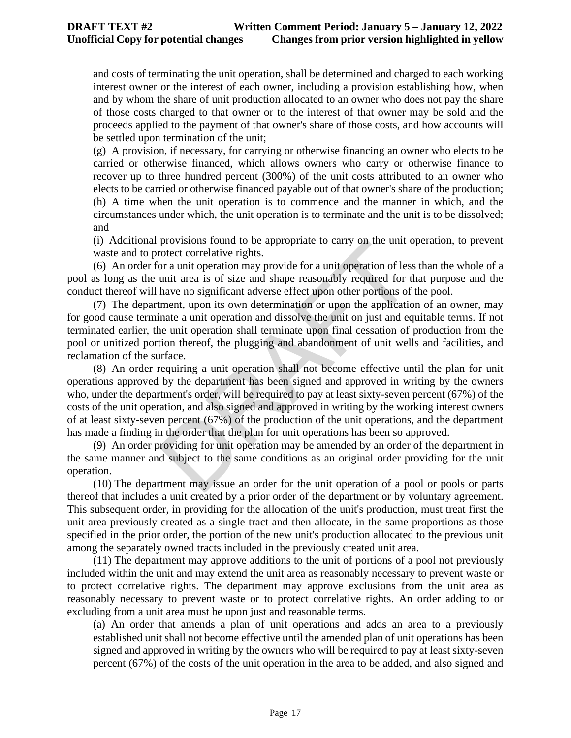and costs of terminating the unit operation, shall be determined and charged to each working interest owner or the interest of each owner, including a provision establishing how, when and by whom the share of unit production allocated to an owner who does not pay the share of those costs charged to that owner or to the interest of that owner may be sold and the proceeds applied to the payment of that owner's share of those costs, and how accounts will be settled upon termination of the unit;

(g) A provision, if necessary, for carrying or otherwise financing an owner who elects to be carried or otherwise financed, which allows owners who carry or otherwise finance to recover up to three hundred percent (300%) of the unit costs attributed to an owner who elects to be carried or otherwise financed payable out of that owner's share of the production;

(h) A time when the unit operation is to commence and the manner in which, and the circumstances under which, the unit operation is to terminate and the unit is to be dissolved; and

(i) Additional provisions found to be appropriate to carry on the unit operation, to prevent waste and to protect correlative rights.

(6) An order for a unit operation may provide for a unit operation of less than the whole of a pool as long as the unit area is of size and shape reasonably required for that purpose and the conduct thereof will have no significant adverse effect upon other portions of the pool.

(7) The department, upon its own determination or upon the application of an owner, may for good cause terminate a unit operation and dissolve the unit on just and equitable terms. If not terminated earlier, the unit operation shall terminate upon final cessation of production from the pool or unitized portion thereof, the plugging and abandonment of unit wells and facilities, and reclamation of the surface.

(8) An order requiring a unit operation shall not become effective until the plan for unit operations approved by the department has been signed and approved in writing by the owners who, under the department's order, will be required to pay at least sixty-seven percent (67%) of the costs of the unit operation, and also signed and approved in writing by the working interest owners of at least sixty-seven percent (67%) of the production of the unit operations, and the department has made a finding in the order that the plan for unit operations has been so approved.

(9) An order providing for unit operation may be amended by an order of the department in the same manner and subject to the same conditions as an original order providing for the unit operation.

(10) The department may issue an order for the unit operation of a pool or pools or parts thereof that includes a unit created by a prior order of the department or by voluntary agreement. This subsequent order, in providing for the allocation of the unit's production, must treat first the unit area previously created as a single tract and then allocate, in the same proportions as those specified in the prior order, the portion of the new unit's production allocated to the previous unit among the separately owned tracts included in the previously created unit area.

(11) The department may approve additions to the unit of portions of a pool not previously included within the unit and may extend the unit area as reasonably necessary to prevent waste or to protect correlative rights. The department may approve exclusions from the unit area as reasonably necessary to prevent waste or to protect correlative rights. An order adding to or excluding from a unit area must be upon just and reasonable terms.

(a) An order that amends a plan of unit operations and adds an area to a previously established unit shall not become effective until the amended plan of unit operations has been signed and approved in writing by the owners who will be required to pay at least sixty-seven percent (67%) of the costs of the unit operation in the area to be added, and also signed and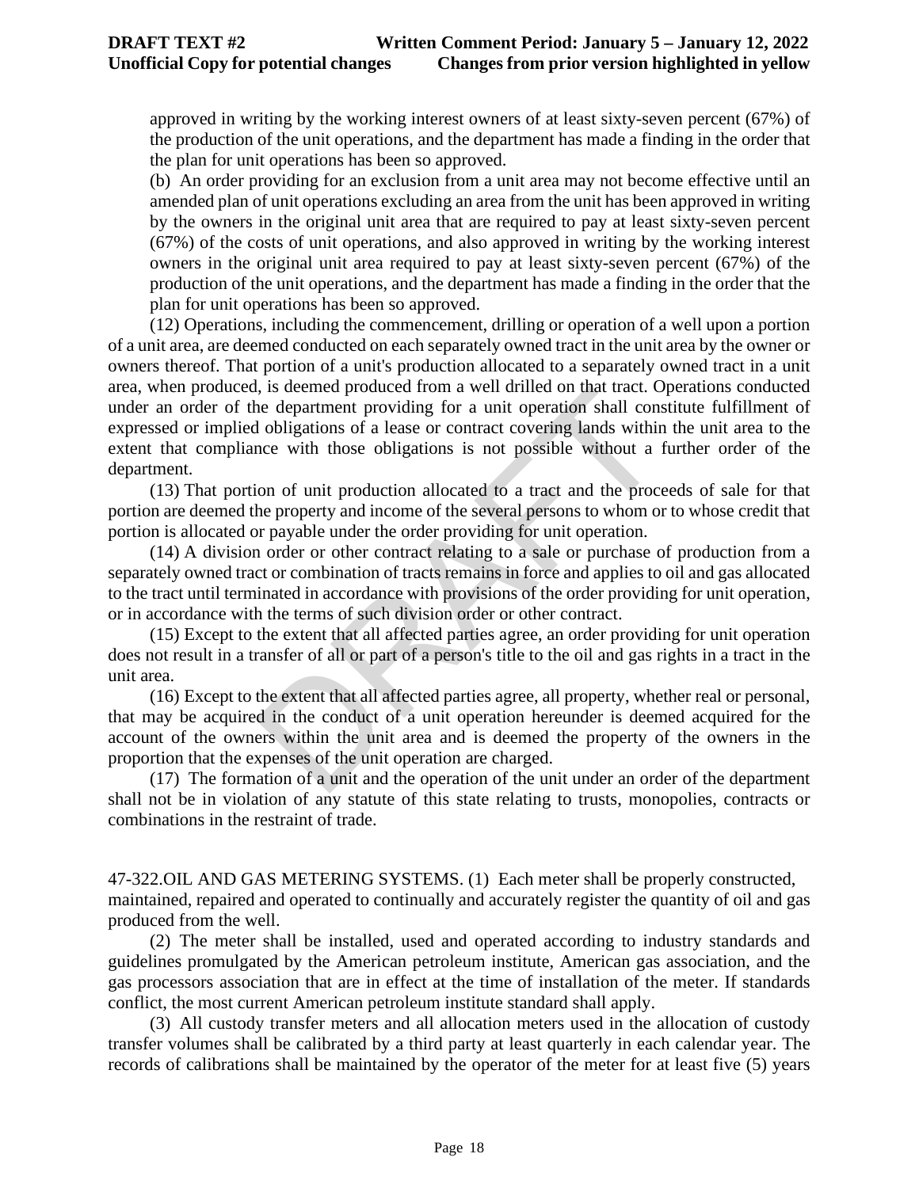approved in writing by the working interest owners of at least sixty-seven percent (67%) of the production of the unit operations, and the department has made a finding in the order that the plan for unit operations has been so approved.

(b) An order providing for an exclusion from a unit area may not become effective until an amended plan of unit operations excluding an area from the unit has been approved in writing by the owners in the original unit area that are required to pay at least sixty-seven percent (67%) of the costs of unit operations, and also approved in writing by the working interest owners in the original unit area required to pay at least sixty-seven percent (67%) of the production of the unit operations, and the department has made a finding in the order that the plan for unit operations has been so approved.

(12) Operations, including the commencement, drilling or operation of a well upon a portion of a unit area, are deemed conducted on each separately owned tract in the unit area by the owner or owners thereof. That portion of a unit's production allocated to a separately owned tract in a unit area, when produced, is deemed produced from a well drilled on that tract. Operations conducted under an order of the department providing for a unit operation shall constitute fulfillment of expressed or implied obligations of a lease or contract covering lands within the unit area to the extent that compliance with those obligations is not possible without a further order of the department.

(13) That portion of unit production allocated to a tract and the proceeds of sale for that portion are deemed the property and income of the several persons to whom or to whose credit that portion is allocated or payable under the order providing for unit operation.

(14) A division order or other contract relating to a sale or purchase of production from a separately owned tract or combination of tracts remains in force and applies to oil and gas allocated to the tract until terminated in accordance with provisions of the order providing for unit operation, or in accordance with the terms of such division order or other contract.

(15) Except to the extent that all affected parties agree, an order providing for unit operation does not result in a transfer of all or part of a person's title to the oil and gas rights in a tract in the unit area.

(16) Except to the extent that all affected parties agree, all property, whether real or personal, that may be acquired in the conduct of a unit operation hereunder is deemed acquired for the account of the owners within the unit area and is deemed the property of the owners in the proportion that the expenses of the unit operation are charged.

(17) The formation of a unit and the operation of the unit under an order of the department shall not be in violation of any statute of this state relating to trusts, monopolies, contracts or combinations in the restraint of trade.

47-322.OIL AND GAS METERING SYSTEMS. (1) Each meter shall be properly constructed, maintained, repaired and operated to continually and accurately register the quantity of oil and gas produced from the well.

(2) The meter shall be installed, used and operated according to industry standards and guidelines promulgated by the American petroleum institute, American gas association, and the gas processors association that are in effect at the time of installation of the meter. If standards conflict, the most current American petroleum institute standard shall apply.

(3) All custody transfer meters and all allocation meters used in the allocation of custody transfer volumes shall be calibrated by a third party at least quarterly in each calendar year. The records of calibrations shall be maintained by the operator of the meter for at least five (5) years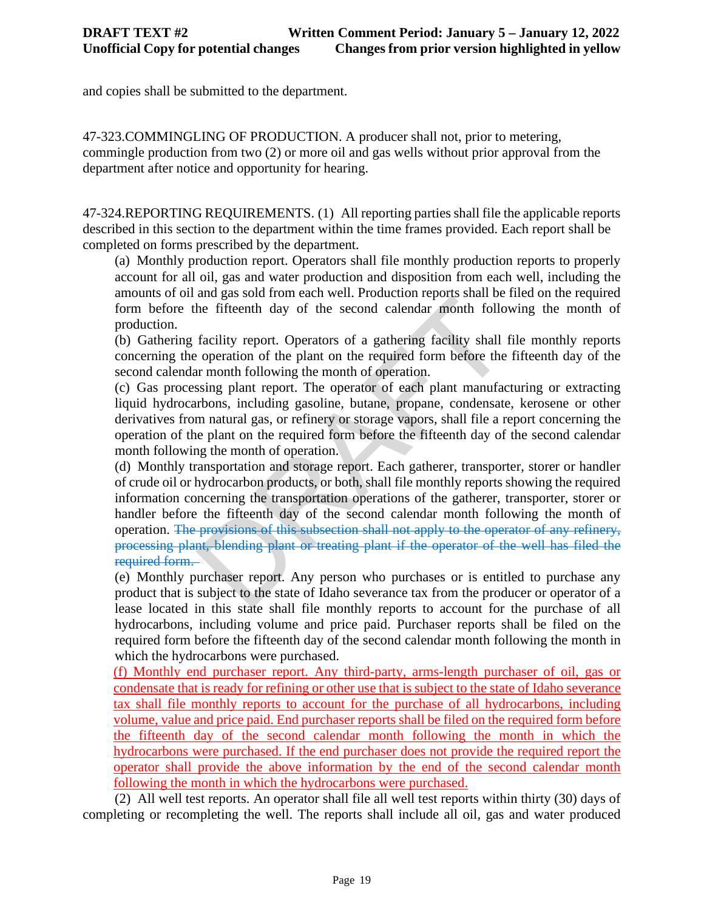and copies shall be submitted to the department.

47-323.COMMINGLING OF PRODUCTION. A producer shall not, prior to metering, commingle production from two (2) or more oil and gas wells without prior approval from the department after notice and opportunity for hearing.

47-324.REPORTING REQUIREMENTS. (1) All reporting parties shall file the applicable reports described in this section to the department within the time frames provided. Each report shall be completed on forms prescribed by the department.

(a) Monthly production report. Operators shall file monthly production reports to properly account for all oil, gas and water production and disposition from each well, including the amounts of oil and gas sold from each well. Production reports shall be filed on the required form before the fifteenth day of the second calendar month following the month of production.

(b) Gathering facility report. Operators of a gathering facility shall file monthly reports concerning the operation of the plant on the required form before the fifteenth day of the second calendar month following the month of operation.

(c) Gas processing plant report. The operator of each plant manufacturing or extracting liquid hydrocarbons, including gasoline, butane, propane, condensate, kerosene or other derivatives from natural gas, or refinery or storage vapors, shall file a report concerning the operation of the plant on the required form before the fifteenth day of the second calendar month following the month of operation.

(d) Monthly transportation and storage report. Each gatherer, transporter, storer or handler of crude oil or hydrocarbon products, or both, shall file monthly reports showing the required information concerning the transportation operations of the gatherer, transporter, storer or handler before the fifteenth day of the second calendar month following the month of operation. ~~The provisions of this subsection shall not apply to the operator of any refinery, processing plant, blending plant or treating plant if the operator of the well has filed the required form.~~

(e) Monthly purchaser report. Any person who purchases or is entitled to purchase any product that is subject to the state of Idaho severance tax from the producer or operator of a lease located in this state shall file monthly reports to account for the purchase of all hydrocarbons, including volume and price paid. Purchaser reports shall be filed on the required form before the fifteenth day of the second calendar month following the month in which the hydrocarbons were purchased.

(f) Monthly end purchaser report. Any third-party, arms-length purchaser of oil, gas or condensate that is ready for refining or other use that is subject to the state of Idaho severance tax shall file monthly reports to account for the purchase of all hydrocarbons, including volume, value and price paid. End purchaser reports shall be filed on the required form before the fifteenth day of the second calendar month following the month in which the hydrocarbons were purchased. If the end purchaser does not provide the required report the operator shall provide the above information by the end of the second calendar month following the month in which the hydrocarbons were purchased.

(2) All well test reports. An operator shall file all well test reports within thirty (30) days of completing or recompleting the well. The reports shall include all oil, gas and water produced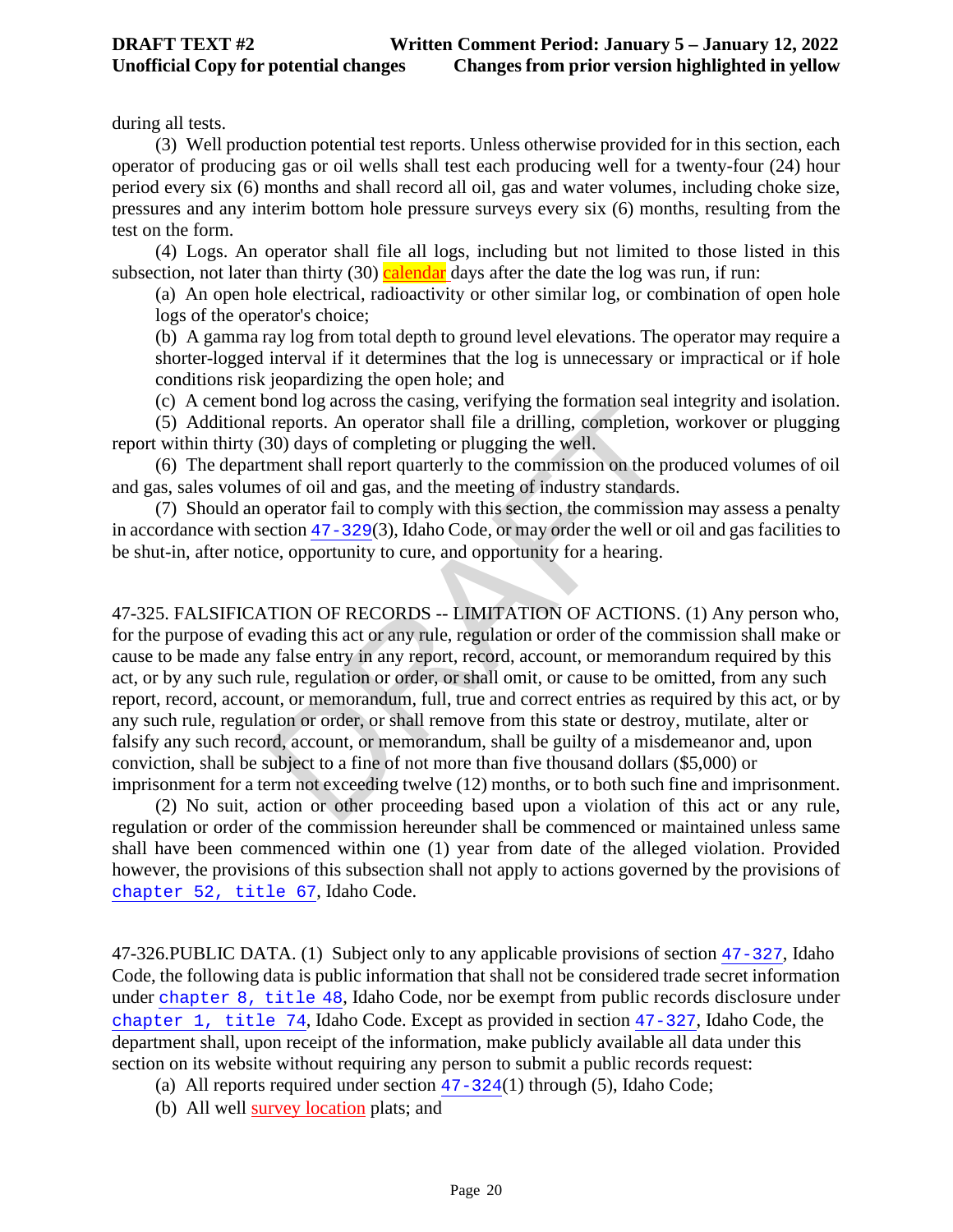during all tests.

(3) Well production potential test reports. Unless otherwise provided for in this section, each operator of producing gas or oil wells shall test each producing well for a twenty-four (24) hour period every six (6) months and shall record all oil, gas and water volumes, including choke size, pressures and any interim bottom hole pressure surveys every six (6) months, resulting from the test on the form.

(4) Logs. An operator shall file all logs, including but not limited to those listed in this subsection, not later than thirty (30) calendar days after the date the log was run, if run:

(a) An open hole electrical, radioactivity or other similar log, or combination of open hole logs of the operator's choice;

(b) A gamma ray log from total depth to ground level elevations. The operator may require a shorter-logged interval if it determines that the log is unnecessary or impractical or if hole conditions risk jeopardizing the open hole; and

(c) A cement bond log across the casing, verifying the formation seal integrity and isolation.

(5) Additional reports. An operator shall file a drilling, completion, workover or plugging report within thirty (30) days of completing or plugging the well.

(6) The department shall report quarterly to the commission on the produced volumes of oil and gas, sales volumes of oil and gas, and the meeting of industry standards.

(7) Should an operator fail to comply with this section, the commission may assess a penalty in accordance with section 47-329(3), Idaho Code, or may order the well or oil and gas facilities to be shut-in, after notice, opportunity to cure, and opportunity for a hearing.

47-325. FALSIFICATION OF RECORDS -- LIMITATION OF ACTIONS. (1) Any person who, for the purpose of evading this act or any rule, regulation or order of the commission shall make or cause to be made any false entry in any report, record, account, or memorandum required by this act, or by any such rule, regulation or order, or shall omit, or cause to be omitted, from any such report, record, account, or memorandum, full, true and correct entries as required by this act, or by any such rule, regulation or order, or shall remove from this state or destroy, mutilate, alter or falsify any such record, account, or memorandum, shall be guilty of a misdemeanor and, upon conviction, shall be subject to a fine of not more than five thousand dollars ($5,000) or imprisonment for a term not exceeding twelve (12) months, or to both such fine and imprisonment.

(2) No suit, action or other proceeding based upon a violation of this act or any rule, regulation or order of the commission hereunder shall be commenced or maintained unless same shall have been commenced within one (1) year from date of the alleged violation. Provided however, the provisions of this subsection shall not apply to actions governed by the provisions of chapter 52, title 67, Idaho Code.

47-326.PUBLIC DATA. (1) Subject only to any applicable provisions of section 47-327, Idaho Code, the following data is public information that shall not be considered trade secret information under chapter 8, title 48, Idaho Code, nor be exempt from public records disclosure under chapter 1, title 74, Idaho Code. Except as provided in section 47-327, Idaho Code, the department shall, upon receipt of the information, make publicly available all data under this section on its website without requiring any person to submit a public records request:

(a) All reports required under section 47-324(1) through (5), Idaho Code;

(b) All well survey location plats; and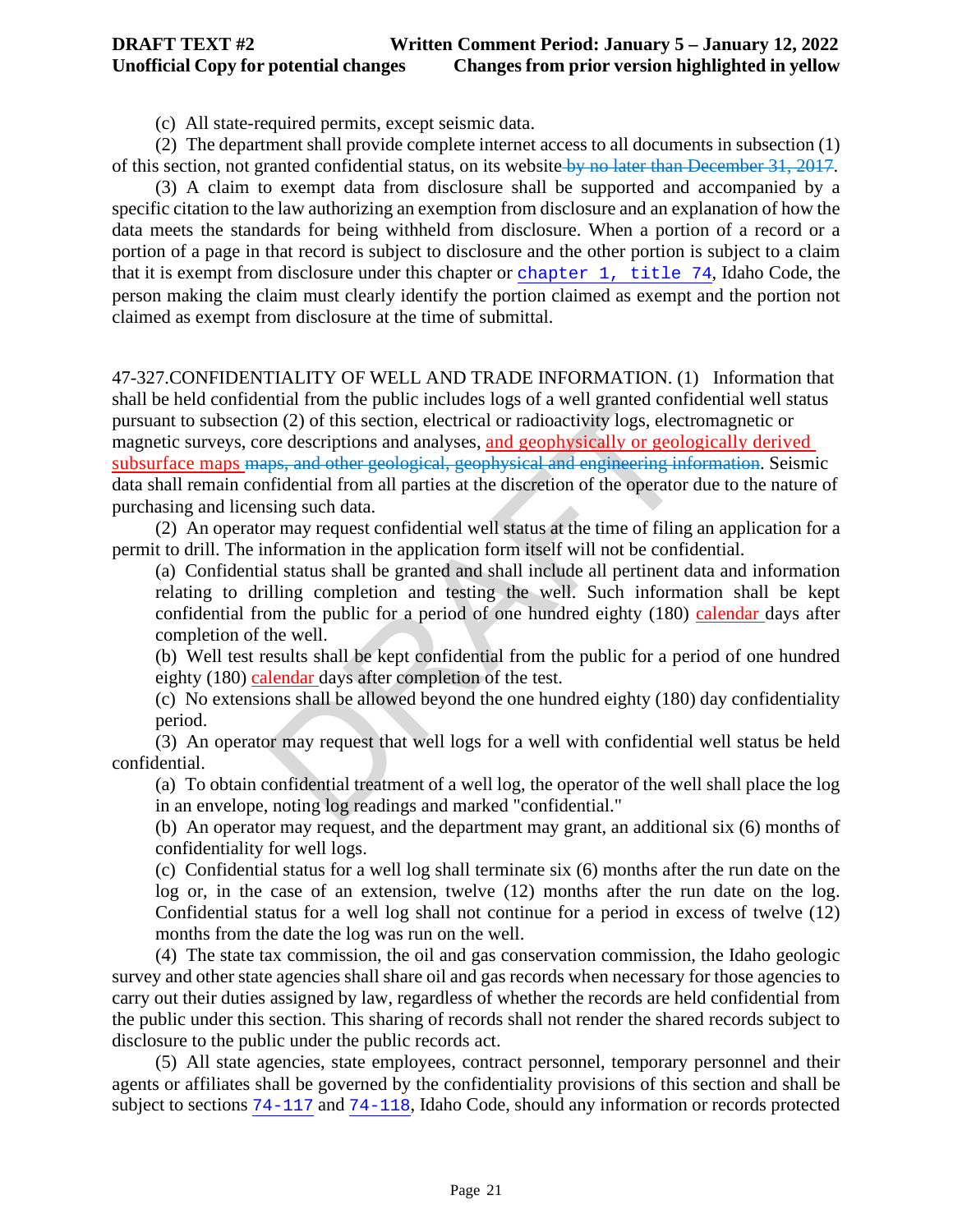(c) All state-required permits, except seismic data.

(2) The department shall provide complete internet access to all documents in subsection (1) of this section, not granted confidential status, on its website ~~by no later than December 31, 2017~~.

(3) A claim to exempt data from disclosure shall be supported and accompanied by a specific citation to the law authorizing an exemption from disclosure and an explanation of how the data meets the standards for being withheld from disclosure. When a portion of a record or a portion of a page in that record is subject to disclosure and the other portion is subject to a claim that it is exempt from disclosure under this chapter or chapter 1, title 74, Idaho Code, the person making the claim must clearly identify the portion claimed as exempt and the portion not claimed as exempt from disclosure at the time of submittal.

47-327.CONFIDENTIALITY OF WELL AND TRADE INFORMATION. (1) Information that shall be held confidential from the public includes logs of a well granted confidential well status pursuant to subsection (2) of this section, electrical or radioactivity logs, electromagnetic or magnetic surveys, core descriptions and analyses, <u>and geophysically or geologically derived subsurface maps</u> ~~maps, and other geological, geophysical and engineering information~~. Seismic data shall remain confidential from all parties at the discretion of the operator due to the nature of purchasing and licensing such data.

(2) An operator may request confidential well status at the time of filing an application for a permit to drill. The information in the application form itself will not be confidential.

(a) Confidential status shall be granted and shall include all pertinent data and information relating to drilling completion and testing the well. Such information shall be kept confidential from the public for a period of one hundred eighty (180) <u>calendar</u> days after completion of the well.

(b) Well test results shall be kept confidential from the public for a period of one hundred eighty (180) <u>calendar</u> days after completion of the test.

(c) No extensions shall be allowed beyond the one hundred eighty (180) day confidentiality period.

(3) An operator may request that well logs for a well with confidential well status be held confidential.

(a) To obtain confidential treatment of a well log, the operator of the well shall place the log in an envelope, noting log readings and marked "confidential."

(b) An operator may request, and the department may grant, an additional six (6) months of confidentiality for well logs.

(c) Confidential status for a well log shall terminate six (6) months after the run date on the log or, in the case of an extension, twelve (12) months after the run date on the log. Confidential status for a well log shall not continue for a period in excess of twelve (12) months from the date the log was run on the well.

(4) The state tax commission, the oil and gas conservation commission, the Idaho geologic survey and other state agencies shall share oil and gas records when necessary for those agencies to carry out their duties assigned by law, regardless of whether the records are held confidential from the public under this section. This sharing of records shall not render the shared records subject to disclosure to the public under the public records act.

(5) All state agencies, state employees, contract personnel, temporary personnel and their agents or affiliates shall be governed by the confidentiality provisions of this section and shall be subject to sections 74-117 and 74-118, Idaho Code, should any information or records protected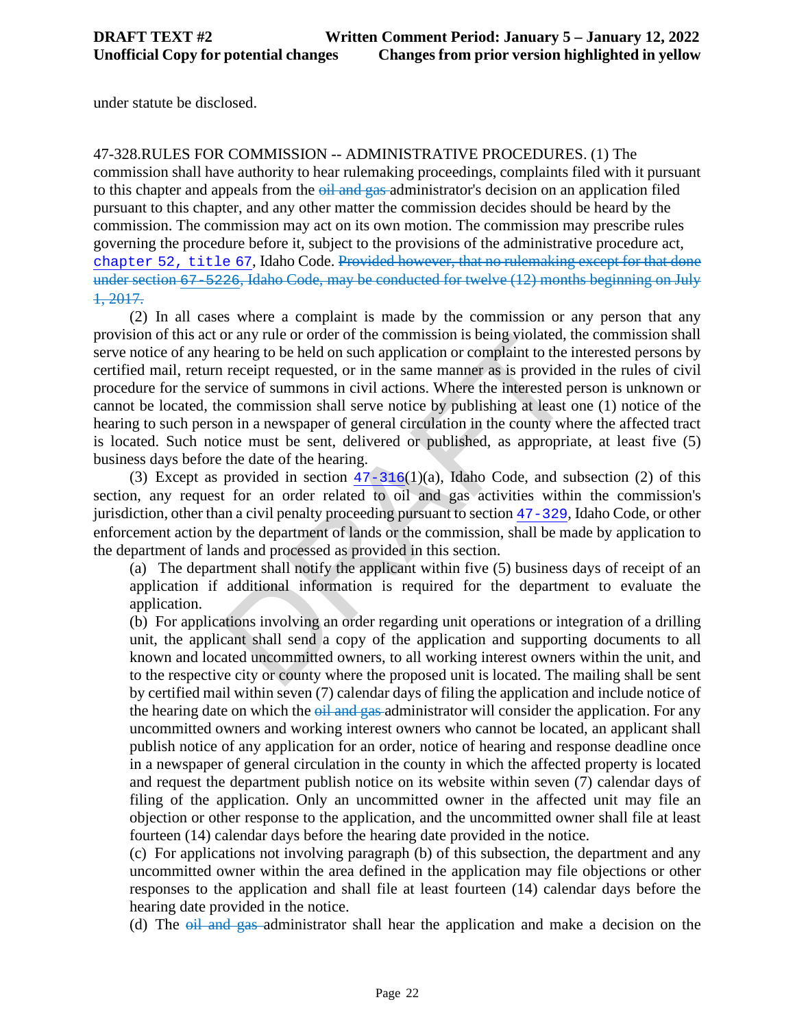under statute be disclosed.

47-328.RULES FOR COMMISSION -- ADMINISTRATIVE PROCEDURES. (1) The commission shall have authority to hear rulemaking proceedings, complaints filed with it pursuant to this chapter and appeals from the ~~oil and gas~~ administrator's decision on an application filed pursuant to this chapter, and any other matter the commission decides should be heard by the commission. The commission may act on its own motion. The commission may prescribe rules governing the procedure before it, subject to the provisions of the administrative procedure act, chapter 52, title 67, Idaho Code. ~~Provided however, that no rulemaking except for that done under section 67-5226, Idaho Code, may be conducted for twelve (12) months beginning on July 1, 2017.~~

(2) In all cases where a complaint is made by the commission or any person that any provision of this act or any rule or order of the commission is being violated, the commission shall serve notice of any hearing to be held on such application or complaint to the interested persons by certified mail, return receipt requested, or in the same manner as is provided in the rules of civil procedure for the service of summons in civil actions. Where the interested person is unknown or cannot be located, the commission shall serve notice by publishing at least one (1) notice of the hearing to such person in a newspaper of general circulation in the county where the affected tract is located. Such notice must be sent, delivered or published, as appropriate, at least five (5) business days before the date of the hearing.

(3) Except as provided in section 47-316(1)(a), Idaho Code, and subsection (2) of this section, any request for an order related to oil and gas activities within the commission's jurisdiction, other than a civil penalty proceeding pursuant to section 47-329, Idaho Code, or other enforcement action by the department of lands or the commission, shall be made by application to the department of lands and processed as provided in this section.

(a) The department shall notify the applicant within five (5) business days of receipt of an application if additional information is required for the department to evaluate the application.

(b) For applications involving an order regarding unit operations or integration of a drilling unit, the applicant shall send a copy of the application and supporting documents to all known and located uncommitted owners, to all working interest owners within the unit, and to the respective city or county where the proposed unit is located. The mailing shall be sent by certified mail within seven (7) calendar days of filing the application and include notice of the hearing date on which the ~~oil and gas~~ administrator will consider the application. For any uncommitted owners and working interest owners who cannot be located, an applicant shall publish notice of any application for an order, notice of hearing and response deadline once in a newspaper of general circulation in the county in which the affected property is located and request the department publish notice on its website within seven (7) calendar days of filing of the application. Only an uncommitted owner in the affected unit may file an objection or other response to the application, and the uncommitted owner shall file at least fourteen (14) calendar days before the hearing date provided in the notice.

(c) For applications not involving paragraph (b) of this subsection, the department and any uncommitted owner within the area defined in the application may file objections or other responses to the application and shall file at least fourteen (14) calendar days before the hearing date provided in the notice.

(d) The ~~oil and gas~~ administrator shall hear the application and make a decision on the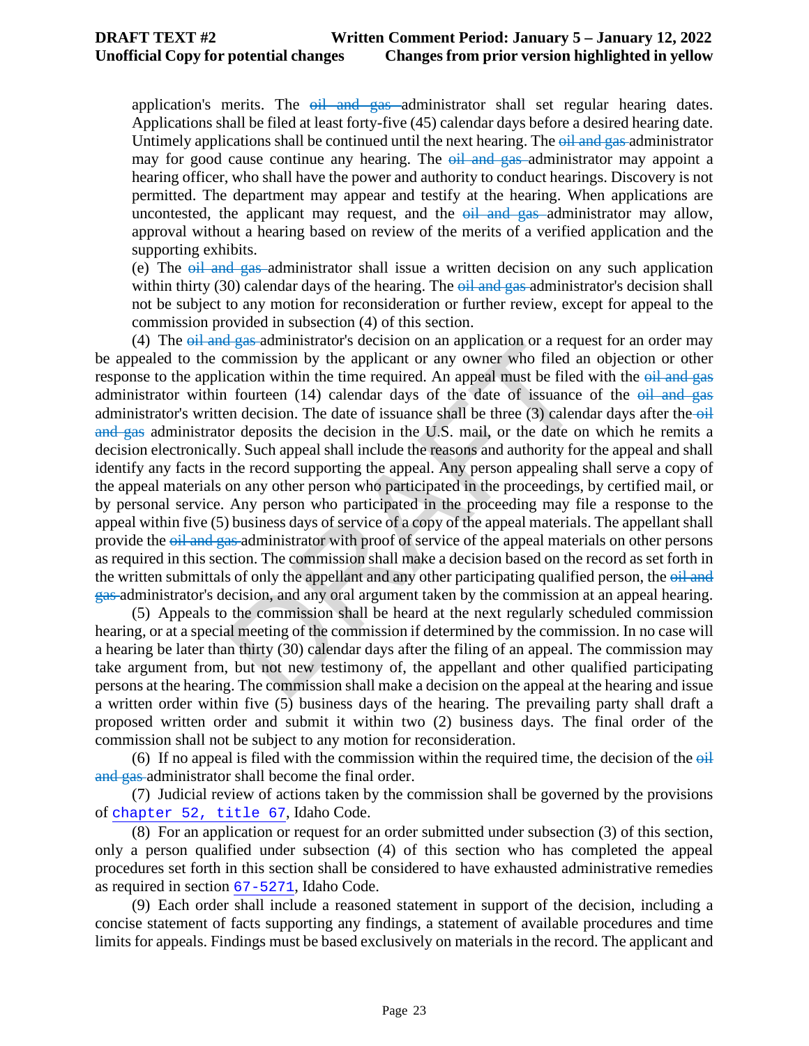application's merits. The ~~oil and gas~~ administrator shall set regular hearing dates. Applications shall be filed at least forty-five (45) calendar days before a desired hearing date. Untimely applications shall be continued until the next hearing. The ~~oil and gas~~ administrator may for good cause continue any hearing. The ~~oil and gas~~ administrator may appoint a hearing officer, who shall have the power and authority to conduct hearings. Discovery is not permitted. The department may appear and testify at the hearing. When applications are uncontested, the applicant may request, and the ~~oil and gas~~ administrator may allow, approval without a hearing based on review of the merits of a verified application and the supporting exhibits.

(e) The ~~oil and gas~~ administrator shall issue a written decision on any such application within thirty (30) calendar days of the hearing. The ~~oil and gas~~ administrator's decision shall not be subject to any motion for reconsideration or further review, except for appeal to the commission provided in subsection (4) of this section.

(4) The ~~oil and gas~~ administrator's decision on an application or a request for an order may be appealed to the commission by the applicant or any owner who filed an objection or other response to the application within the time required. An appeal must be filed with the ~~oil and gas~~ administrator within fourteen (14) calendar days of the date of issuance of the ~~oil and gas~~ administrator's written decision. The date of issuance shall be three (3) calendar days after the ~~oil and gas~~ administrator deposits the decision in the U.S. mail, or the date on which he remits a decision electronically. Such appeal shall include the reasons and authority for the appeal and shall identify any facts in the record supporting the appeal. Any person appealing shall serve a copy of the appeal materials on any other person who participated in the proceedings, by certified mail, or by personal service. Any person who participated in the proceeding may file a response to the appeal within five (5) business days of service of a copy of the appeal materials. The appellant shall provide the ~~oil and gas~~ administrator with proof of service of the appeal materials on other persons as required in this section. The commission shall make a decision based on the record as set forth in the written submittals of only the appellant and any other participating qualified person, the ~~oil and gas~~ administrator's decision, and any oral argument taken by the commission at an appeal hearing.

(5) Appeals to the commission shall be heard at the next regularly scheduled commission hearing, or at a special meeting of the commission if determined by the commission. In no case will a hearing be later than thirty (30) calendar days after the filing of an appeal. The commission may take argument from, but not new testimony of, the appellant and other qualified participating persons at the hearing. The commission shall make a decision on the appeal at the hearing and issue a written order within five (5) business days of the hearing. The prevailing party shall draft a proposed written order and submit it within two (2) business days. The final order of the commission shall not be subject to any motion for reconsideration.

(6) If no appeal is filed with the commission within the required time, the decision of the ~~oil and gas~~ administrator shall become the final order.

(7) Judicial review of actions taken by the commission shall be governed by the provisions of chapter 52, title 67, Idaho Code.

(8) For an application or request for an order submitted under subsection (3) of this section, only a person qualified under subsection (4) of this section who has completed the appeal procedures set forth in this section shall be considered to have exhausted administrative remedies as required in section 67-5271, Idaho Code.

(9) Each order shall include a reasoned statement in support of the decision, including a concise statement of facts supporting any findings, a statement of available procedures and time limits for appeals. Findings must be based exclusively on materials in the record. The applicant and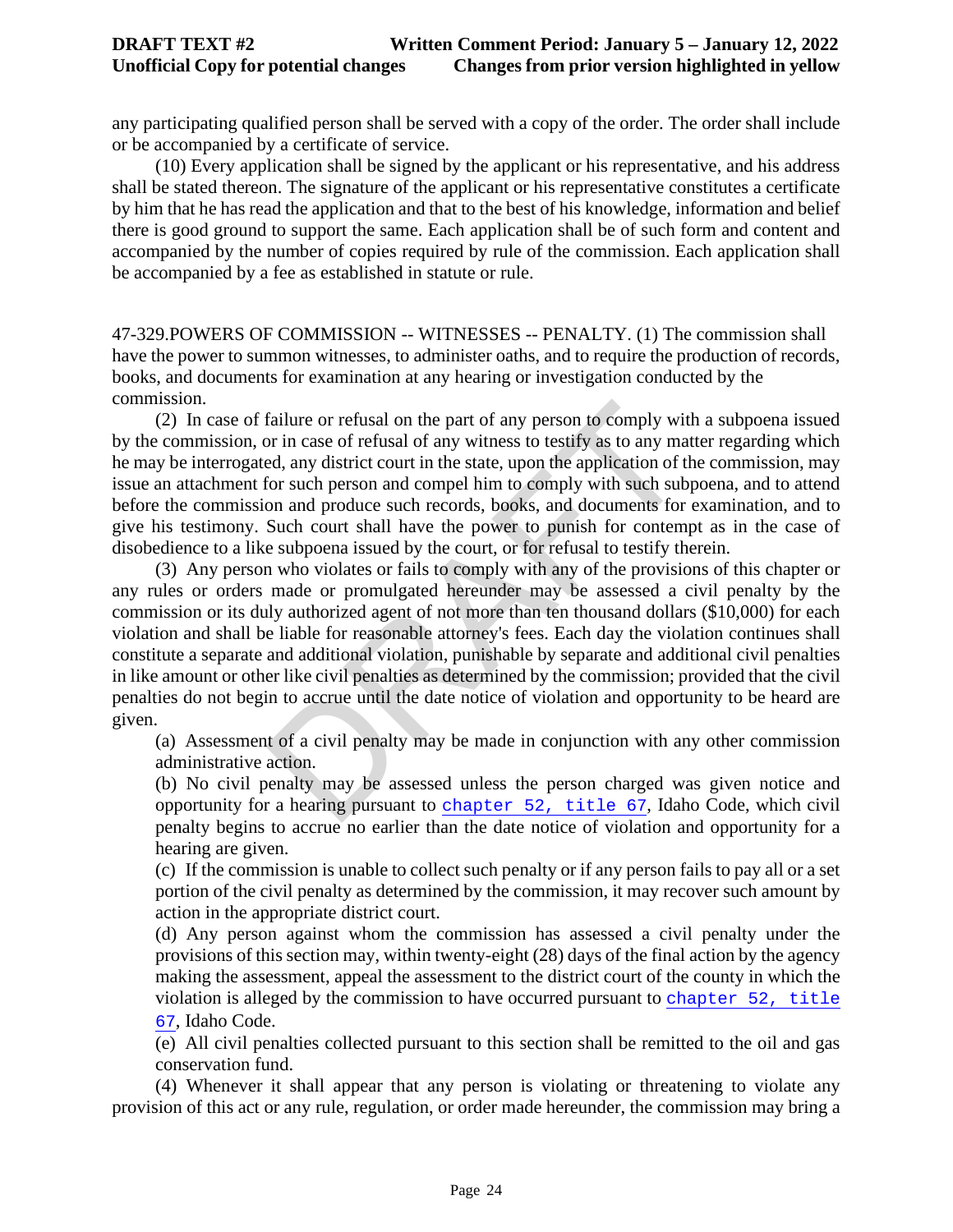any participating qualified person shall be served with a copy of the order. The order shall include or be accompanied by a certificate of service.

(10) Every application shall be signed by the applicant or his representative, and his address shall be stated thereon. The signature of the applicant or his representative constitutes a certificate by him that he has read the application and that to the best of his knowledge, information and belief there is good ground to support the same. Each application shall be of such form and content and accompanied by the number of copies required by rule of the commission. Each application shall be accompanied by a fee as established in statute or rule.

47-329.POWERS OF COMMISSION -- WITNESSES -- PENALTY. (1) The commission shall have the power to summon witnesses, to administer oaths, and to require the production of records, books, and documents for examination at any hearing or investigation conducted by the commission.

(2) In case of failure or refusal on the part of any person to comply with a subpoena issued by the commission, or in case of refusal of any witness to testify as to any matter regarding which he may be interrogated, any district court in the state, upon the application of the commission, may issue an attachment for such person and compel him to comply with such subpoena, and to attend before the commission and produce such records, books, and documents for examination, and to give his testimony. Such court shall have the power to punish for contempt as in the case of disobedience to a like subpoena issued by the court, or for refusal to testify therein.

(3) Any person who violates or fails to comply with any of the provisions of this chapter or any rules or orders made or promulgated hereunder may be assessed a civil penalty by the commission or its duly authorized agent of not more than ten thousand dollars ($10,000) for each violation and shall be liable for reasonable attorney's fees. Each day the violation continues shall constitute a separate and additional violation, punishable by separate and additional civil penalties in like amount or other like civil penalties as determined by the commission; provided that the civil penalties do not begin to accrue until the date notice of violation and opportunity to be heard are given.

(a) Assessment of a civil penalty may be made in conjunction with any other commission administrative action.

(b) No civil penalty may be assessed unless the person charged was given notice and opportunity for a hearing pursuant to chapter 52, title 67, Idaho Code, which civil penalty begins to accrue no earlier than the date notice of violation and opportunity for a hearing are given.

(c) If the commission is unable to collect such penalty or if any person fails to pay all or a set portion of the civil penalty as determined by the commission, it may recover such amount by action in the appropriate district court.

(d) Any person against whom the commission has assessed a civil penalty under the provisions of this section may, within twenty-eight (28) days of the final action by the agency making the assessment, appeal the assessment to the district court of the county in which the violation is alleged by the commission to have occurred pursuant to chapter 52, title 67, Idaho Code.

(e) All civil penalties collected pursuant to this section shall be remitted to the oil and gas conservation fund.

(4) Whenever it shall appear that any person is violating or threatening to violate any provision of this act or any rule, regulation, or order made hereunder, the commission may bring a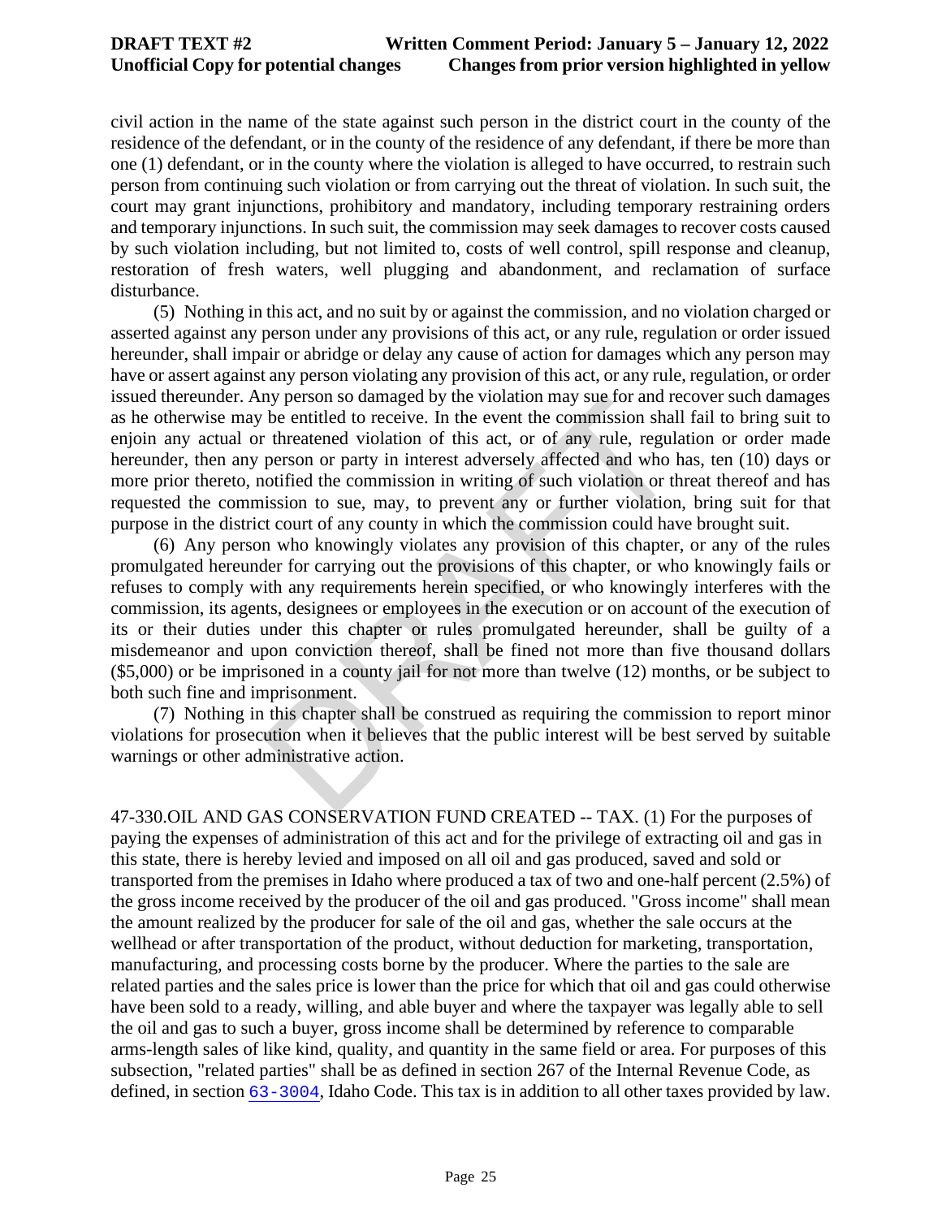civil action in the name of the state against such person in the district court in the county of the residence of the defendant, or in the county of the residence of any defendant, if there be more than one (1) defendant, or in the county where the violation is alleged to have occurred, to restrain such person from continuing such violation or from carrying out the threat of violation. In such suit, the court may grant injunctions, prohibitory and mandatory, including temporary restraining orders and temporary injunctions. In such suit, the commission may seek damages to recover costs caused by such violation including, but not limited to, costs of well control, spill response and cleanup, restoration of fresh waters, well plugging and abandonment, and reclamation of surface disturbance.

(5) Nothing in this act, and no suit by or against the commission, and no violation charged or asserted against any person under any provisions of this act, or any rule, regulation or order issued hereunder, shall impair or abridge or delay any cause of action for damages which any person may have or assert against any person violating any provision of this act, or any rule, regulation, or order issued thereunder. Any person so damaged by the violation may sue for and recover such damages as he otherwise may be entitled to receive. In the event the commission shall fail to bring suit to enjoin any actual or threatened violation of this act, or of any rule, regulation or order made hereunder, then any person or party in interest adversely affected and who has, ten (10) days or more prior thereto, notified the commission in writing of such violation or threat thereof and has requested the commission to sue, may, to prevent any or further violation, bring suit for that purpose in the district court of any county in which the commission could have brought suit.

(6) Any person who knowingly violates any provision of this chapter, or any of the rules promulgated hereunder for carrying out the provisions of this chapter, or who knowingly fails or refuses to comply with any requirements herein specified, or who knowingly interferes with the commission, its agents, designees or employees in the execution or on account of the execution of its or their duties under this chapter or rules promulgated hereunder, shall be guilty of a misdemeanor and upon conviction thereof, shall be fined not more than five thousand dollars ($5,000) or be imprisoned in a county jail for not more than twelve (12) months, or be subject to both such fine and imprisonment.

(7) Nothing in this chapter shall be construed as requiring the commission to report minor violations for prosecution when it believes that the public interest will be best served by suitable warnings or other administrative action.

47-330.OIL AND GAS CONSERVATION FUND CREATED -- TAX. (1) For the purposes of paying the expenses of administration of this act and for the privilege of extracting oil and gas in this state, there is hereby levied and imposed on all oil and gas produced, saved and sold or transported from the premises in Idaho where produced a tax of two and one-half percent (2.5%) of the gross income received by the producer of the oil and gas produced. "Gross income" shall mean the amount realized by the producer for sale of the oil and gas, whether the sale occurs at the wellhead or after transportation of the product, without deduction for marketing, transportation, manufacturing, and processing costs borne by the producer. Where the parties to the sale are related parties and the sales price is lower than the price for which that oil and gas could otherwise have been sold to a ready, willing, and able buyer and where the taxpayer was legally able to sell the oil and gas to such a buyer, gross income shall be determined by reference to comparable arms-length sales of like kind, quality, and quantity in the same field or area. For purposes of this subsection, "related parties" shall be as defined in section 267 of the Internal Revenue Code, as defined, in section 63-3004, Idaho Code. This tax is in addition to all other taxes provided by law.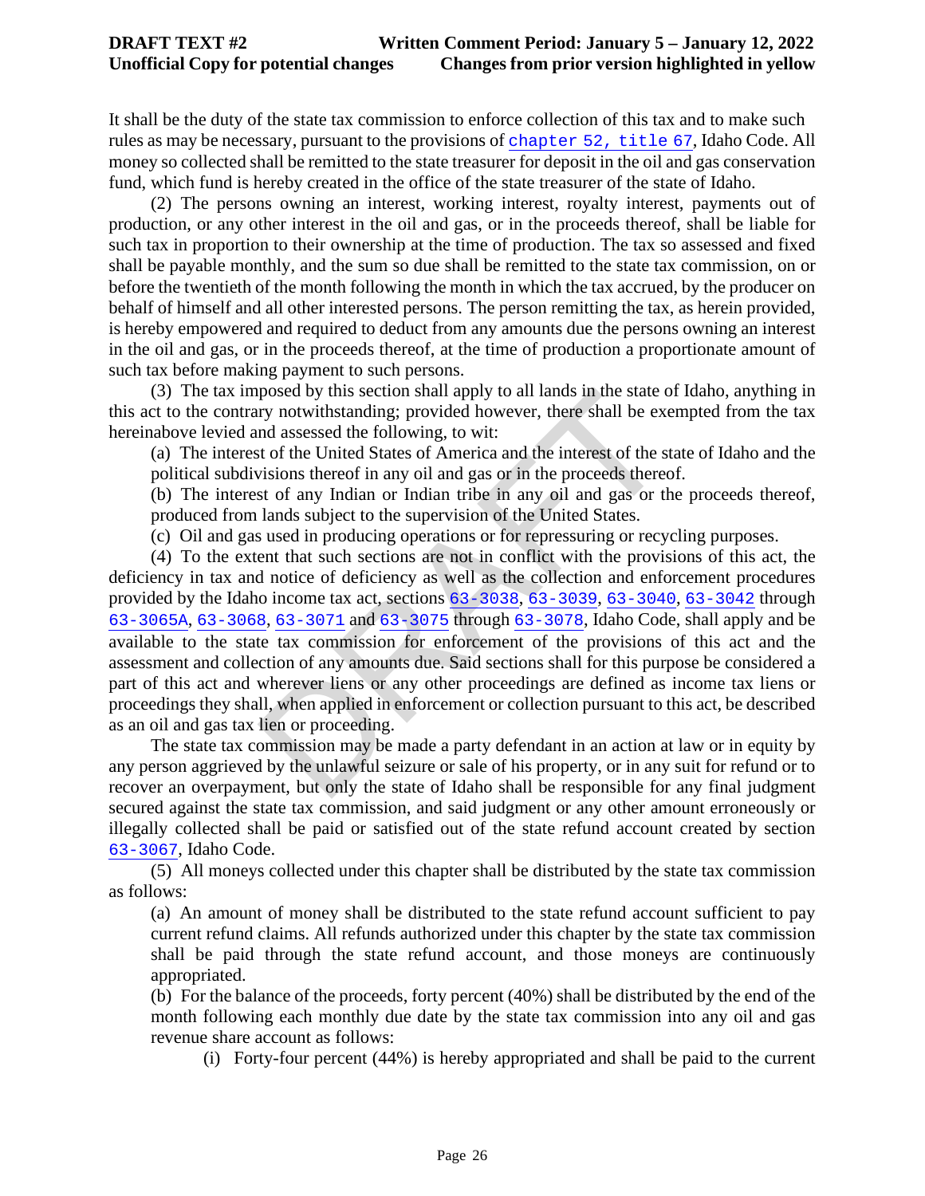It shall be the duty of the state tax commission to enforce collection of this tax and to make such rules as may be necessary, pursuant to the provisions of chapter 52, title 67, Idaho Code. All money so collected shall be remitted to the state treasurer for deposit in the oil and gas conservation fund, which fund is hereby created in the office of the state treasurer of the state of Idaho.

(2) The persons owning an interest, working interest, royalty interest, payments out of production, or any other interest in the oil and gas, or in the proceeds thereof, shall be liable for such tax in proportion to their ownership at the time of production. The tax so assessed and fixed shall be payable monthly, and the sum so due shall be remitted to the state tax commission, on or before the twentieth of the month following the month in which the tax accrued, by the producer on behalf of himself and all other interested persons. The person remitting the tax, as herein provided, is hereby empowered and required to deduct from any amounts due the persons owning an interest in the oil and gas, or in the proceeds thereof, at the time of production a proportionate amount of such tax before making payment to such persons.

(3) The tax imposed by this section shall apply to all lands in the state of Idaho, anything in this act to the contrary notwithstanding; provided however, there shall be exempted from the tax hereinabove levied and assessed the following, to wit:

(a) The interest of the United States of America and the interest of the state of Idaho and the political subdivisions thereof in any oil and gas or in the proceeds thereof.

(b) The interest of any Indian or Indian tribe in any oil and gas or the proceeds thereof, produced from lands subject to the supervision of the United States.

(c) Oil and gas used in producing operations or for repressuring or recycling purposes.

(4) To the extent that such sections are not in conflict with the provisions of this act, the deficiency in tax and notice of deficiency as well as the collection and enforcement procedures provided by the Idaho income tax act, sections 63-3038, 63-3039, 63-3040, 63-3042 through 63-3065A, 63-3068, 63-3071 and 63-3075 through 63-3078, Idaho Code, shall apply and be available to the state tax commission for enforcement of the provisions of this act and the assessment and collection of any amounts due. Said sections shall for this purpose be considered a part of this act and wherever liens or any other proceedings are defined as income tax liens or proceedings they shall, when applied in enforcement or collection pursuant to this act, be described as an oil and gas tax lien or proceeding.

The state tax commission may be made a party defendant in an action at law or in equity by any person aggrieved by the unlawful seizure or sale of his property, or in any suit for refund or to recover an overpayment, but only the state of Idaho shall be responsible for any final judgment secured against the state tax commission, and said judgment or any other amount erroneously or illegally collected shall be paid or satisfied out of the state refund account created by section 63-3067, Idaho Code.

(5) All moneys collected under this chapter shall be distributed by the state tax commission as follows:

(a) An amount of money shall be distributed to the state refund account sufficient to pay current refund claims. All refunds authorized under this chapter by the state tax commission shall be paid through the state refund account, and those moneys are continuously appropriated.

(b) For the balance of the proceeds, forty percent (40%) shall be distributed by the end of the month following each monthly due date by the state tax commission into any oil and gas revenue share account as follows:

(i) Forty-four percent (44%) is hereby appropriated and shall be paid to the current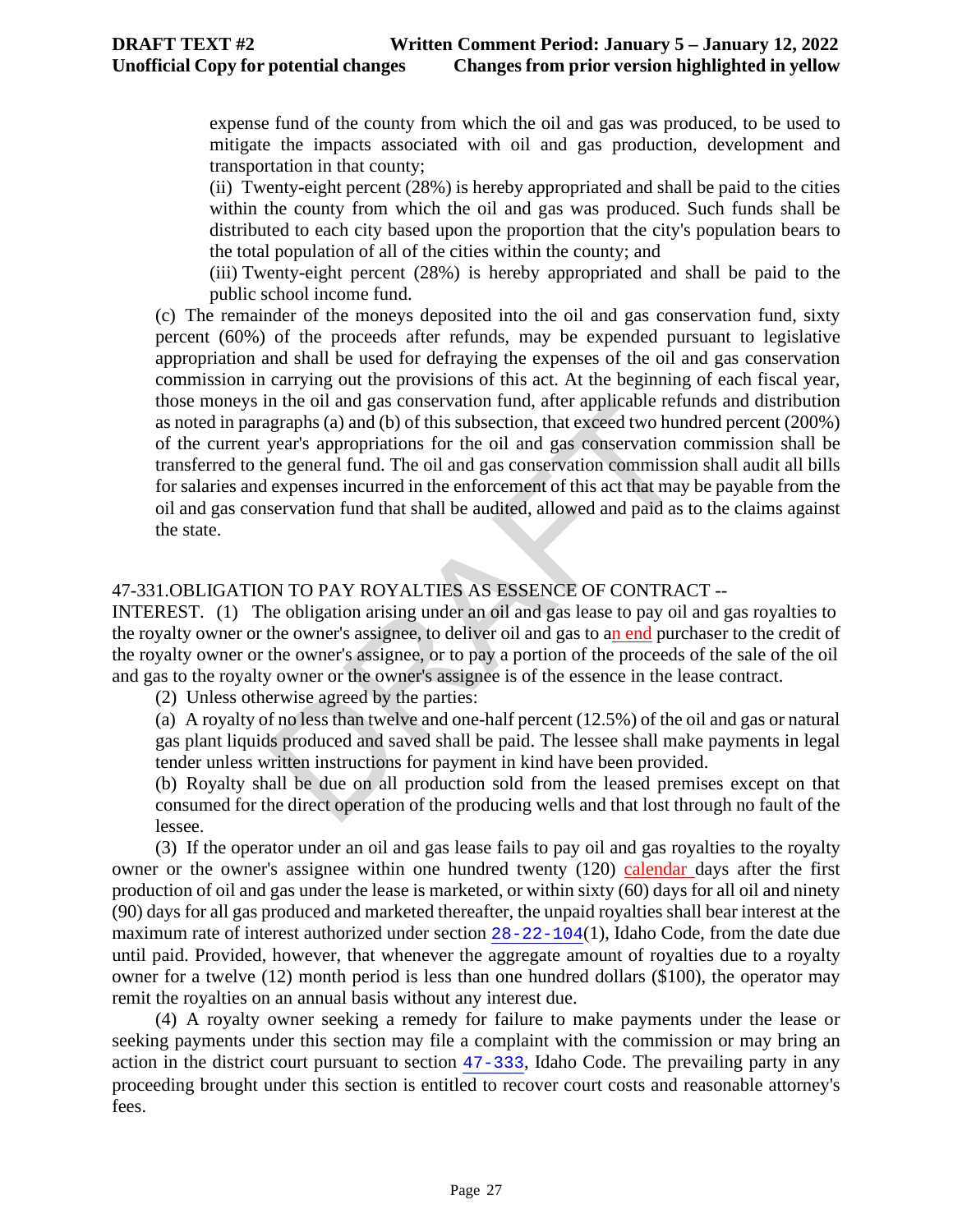expense fund of the county from which the oil and gas was produced, to be used to mitigate the impacts associated with oil and gas production, development and transportation in that county;

(ii) Twenty-eight percent (28%) is hereby appropriated and shall be paid to the cities within the county from which the oil and gas was produced. Such funds shall be distributed to each city based upon the proportion that the city's population bears to the total population of all of the cities within the county; and

(iii) Twenty-eight percent (28%) is hereby appropriated and shall be paid to the public school income fund.

(c) The remainder of the moneys deposited into the oil and gas conservation fund, sixty percent (60%) of the proceeds after refunds, may be expended pursuant to legislative appropriation and shall be used for defraying the expenses of the oil and gas conservation commission in carrying out the provisions of this act. At the beginning of each fiscal year, those moneys in the oil and gas conservation fund, after applicable refunds and distribution as noted in paragraphs (a) and (b) of this subsection, that exceed two hundred percent (200%) of the current year's appropriations for the oil and gas conservation commission shall be transferred to the general fund. The oil and gas conservation commission shall audit all bills for salaries and expenses incurred in the enforcement of this act that may be payable from the oil and gas conservation fund that shall be audited, allowed and paid as to the claims against the state.

47-331.OBLIGATION TO PAY ROYALTIES AS ESSENCE OF CONTRACT -- INTEREST. (1) The obligation arising under an oil and gas lease to pay oil and gas royalties to the royalty owner or the owner's assignee, to deliver oil and gas to an end purchaser to the credit of the royalty owner or the owner's assignee, or to pay a portion of the proceeds of the sale of the oil and gas to the royalty owner or the owner's assignee is of the essence in the lease contract.

(2) Unless otherwise agreed by the parties:

(a) A royalty of no less than twelve and one-half percent (12.5%) of the oil and gas or natural gas plant liquids produced and saved shall be paid. The lessee shall make payments in legal tender unless written instructions for payment in kind have been provided.

(b) Royalty shall be due on all production sold from the leased premises except on that consumed for the direct operation of the producing wells and that lost through no fault of the lessee.

(3) If the operator under an oil and gas lease fails to pay oil and gas royalties to the royalty owner or the owner's assignee within one hundred twenty (120) calendar days after the first production of oil and gas under the lease is marketed, or within sixty (60) days for all oil and ninety (90) days for all gas produced and marketed thereafter, the unpaid royalties shall bear interest at the maximum rate of interest authorized under section 28-22-104(1), Idaho Code, from the date due until paid. Provided, however, that whenever the aggregate amount of royalties due to a royalty owner for a twelve (12) month period is less than one hundred dollars ($100), the operator may remit the royalties on an annual basis without any interest due.

(4) A royalty owner seeking a remedy for failure to make payments under the lease or seeking payments under this section may file a complaint with the commission or may bring an action in the district court pursuant to section 47-333, Idaho Code. The prevailing party in any proceeding brought under this section is entitled to recover court costs and reasonable attorney's fees.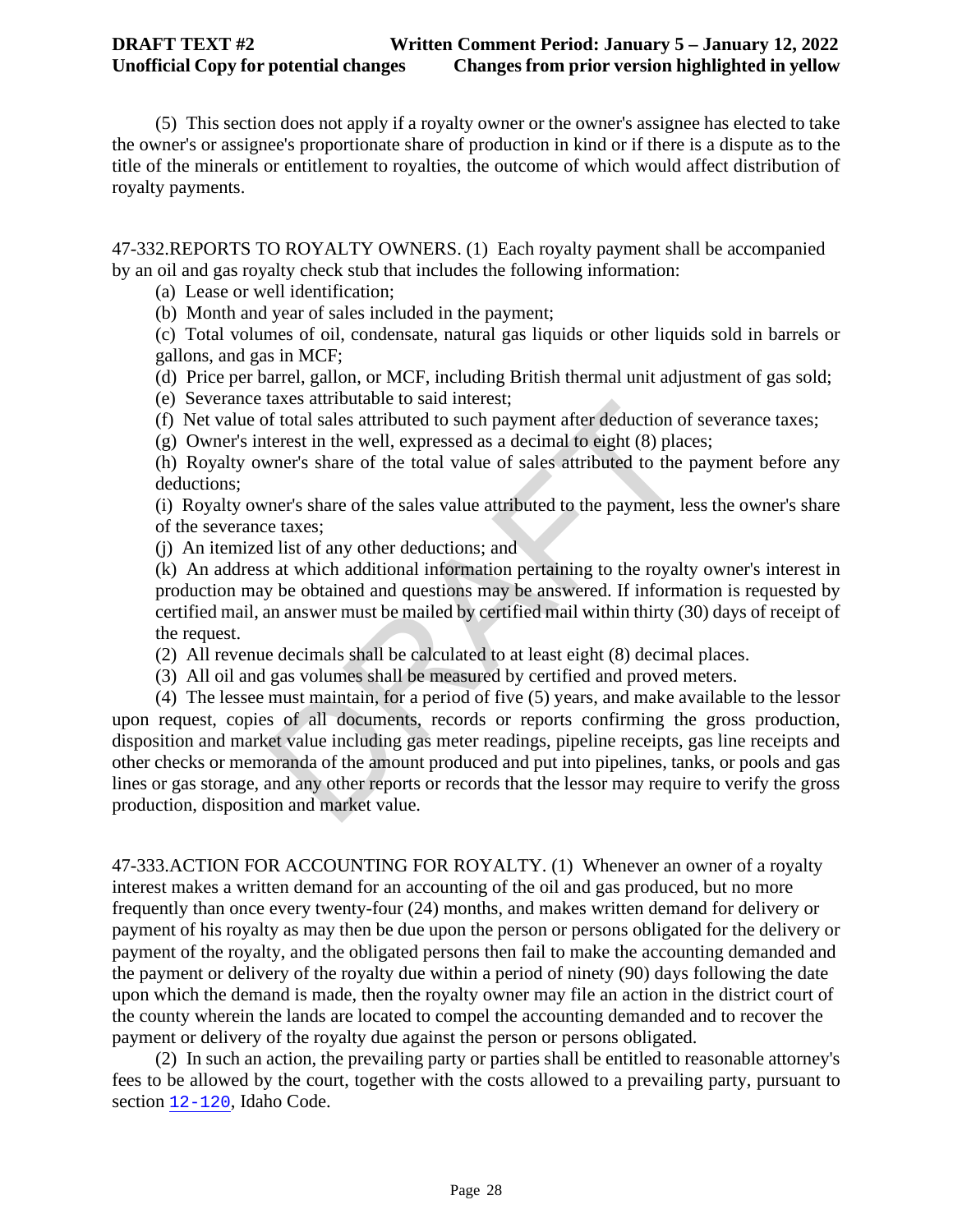(5) This section does not apply if a royalty owner or the owner's assignee has elected to take the owner's or assignee's proportionate share of production in kind or if there is a dispute as to the title of the minerals or entitlement to royalties, the outcome of which would affect distribution of royalty payments.

47-332.REPORTS TO ROYALTY OWNERS. (1) Each royalty payment shall be accompanied by an oil and gas royalty check stub that includes the following information:

(a) Lease or well identification;

(b) Month and year of sales included in the payment;

(c) Total volumes of oil, condensate, natural gas liquids or other liquids sold in barrels or gallons, and gas in MCF;

(d) Price per barrel, gallon, or MCF, including British thermal unit adjustment of gas sold;

(e) Severance taxes attributable to said interest;

(f) Net value of total sales attributed to such payment after deduction of severance taxes;

(g) Owner's interest in the well, expressed as a decimal to eight (8) places;

(h) Royalty owner's share of the total value of sales attributed to the payment before any deductions;

(i) Royalty owner's share of the sales value attributed to the payment, less the owner's share of the severance taxes;

(j) An itemized list of any other deductions; and

(k) An address at which additional information pertaining to the royalty owner's interest in production may be obtained and questions may be answered. If information is requested by certified mail, an answer must be mailed by certified mail within thirty (30) days of receipt of the request.

(2) All revenue decimals shall be calculated to at least eight (8) decimal places.

(3) All oil and gas volumes shall be measured by certified and proved meters.

(4) The lessee must maintain, for a period of five (5) years, and make available to the lessor upon request, copies of all documents, records or reports confirming the gross production, disposition and market value including gas meter readings, pipeline receipts, gas line receipts and other checks or memoranda of the amount produced and put into pipelines, tanks, or pools and gas lines or gas storage, and any other reports or records that the lessor may require to verify the gross production, disposition and market value.

47-333.ACTION FOR ACCOUNTING FOR ROYALTY. (1) Whenever an owner of a royalty interest makes a written demand for an accounting of the oil and gas produced, but no more frequently than once every twenty-four (24) months, and makes written demand for delivery or payment of his royalty as may then be due upon the person or persons obligated for the delivery or payment of the royalty, and the obligated persons then fail to make the accounting demanded and the payment or delivery of the royalty due within a period of ninety (90) days following the date upon which the demand is made, then the royalty owner may file an action in the district court of the county wherein the lands are located to compel the accounting demanded and to recover the payment or delivery of the royalty due against the person or persons obligated.

(2) In such an action, the prevailing party or parties shall be entitled to reasonable attorney's fees to be allowed by the court, together with the costs allowed to a prevailing party, pursuant to section 12-120, Idaho Code.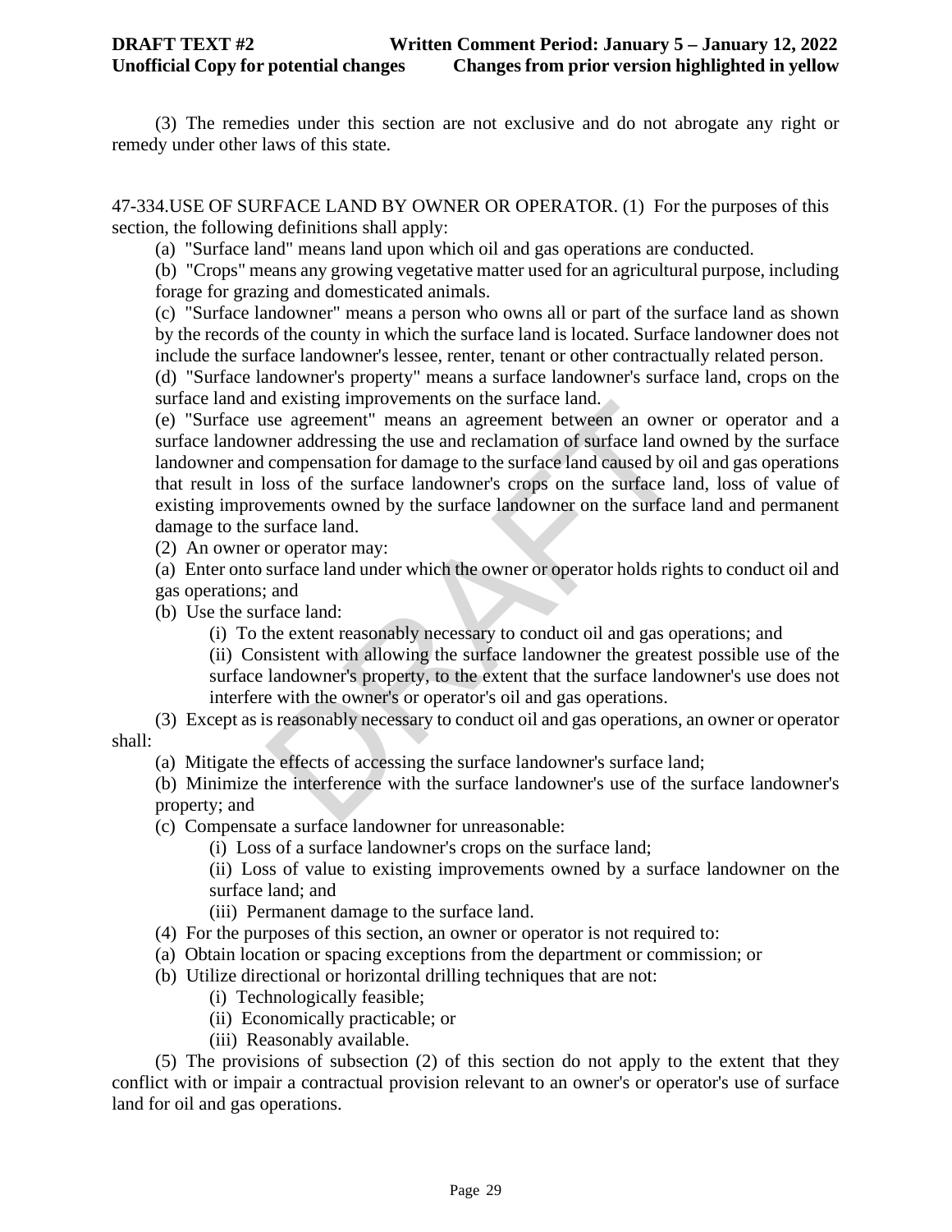(3) The remedies under this section are not exclusive and do not abrogate any right or remedy under other laws of this state.

47-334.USE OF SURFACE LAND BY OWNER OR OPERATOR. (1) For the purposes of this section, the following definitions shall apply:

(a) "Surface land" means land upon which oil and gas operations are conducted.

(b) "Crops" means any growing vegetative matter used for an agricultural purpose, including forage for grazing and domesticated animals.

(c) "Surface landowner" means a person who owns all or part of the surface land as shown by the records of the county in which the surface land is located. Surface landowner does not include the surface landowner's lessee, renter, tenant or other contractually related person.

(d) "Surface landowner's property" means a surface landowner's surface land, crops on the surface land and existing improvements on the surface land.

(e) "Surface use agreement" means an agreement between an owner or operator and a surface landowner addressing the use and reclamation of surface land owned by the surface landowner and compensation for damage to the surface land caused by oil and gas operations that result in loss of the surface landowner's crops on the surface land, loss of value of existing improvements owned by the surface landowner on the surface land and permanent damage to the surface land.

(2) An owner or operator may:

(a) Enter onto surface land under which the owner or operator holds rights to conduct oil and gas operations; and

(b) Use the surface land:

(i) To the extent reasonably necessary to conduct oil and gas operations; and

(ii) Consistent with allowing the surface landowner the greatest possible use of the surface landowner's property, to the extent that the surface landowner's use does not interfere with the owner's or operator's oil and gas operations.

(3) Except as is reasonably necessary to conduct oil and gas operations, an owner or operator shall:

(a) Mitigate the effects of accessing the surface landowner's surface land;

(b) Minimize the interference with the surface landowner's use of the surface landowner's property; and

(c) Compensate a surface landowner for unreasonable:

(i) Loss of a surface landowner's crops on the surface land;

(ii) Loss of value to existing improvements owned by a surface landowner on the surface land; and

(iii) Permanent damage to the surface land.

(4) For the purposes of this section, an owner or operator is not required to:

(a) Obtain location or spacing exceptions from the department or commission; or

(b) Utilize directional or horizontal drilling techniques that are not:

(i) Technologically feasible;

(ii) Economically practicable; or

(iii) Reasonably available.

(5) The provisions of subsection (2) of this section do not apply to the extent that they conflict with or impair a contractual provision relevant to an owner's or operator's use of surface land for oil and gas operations.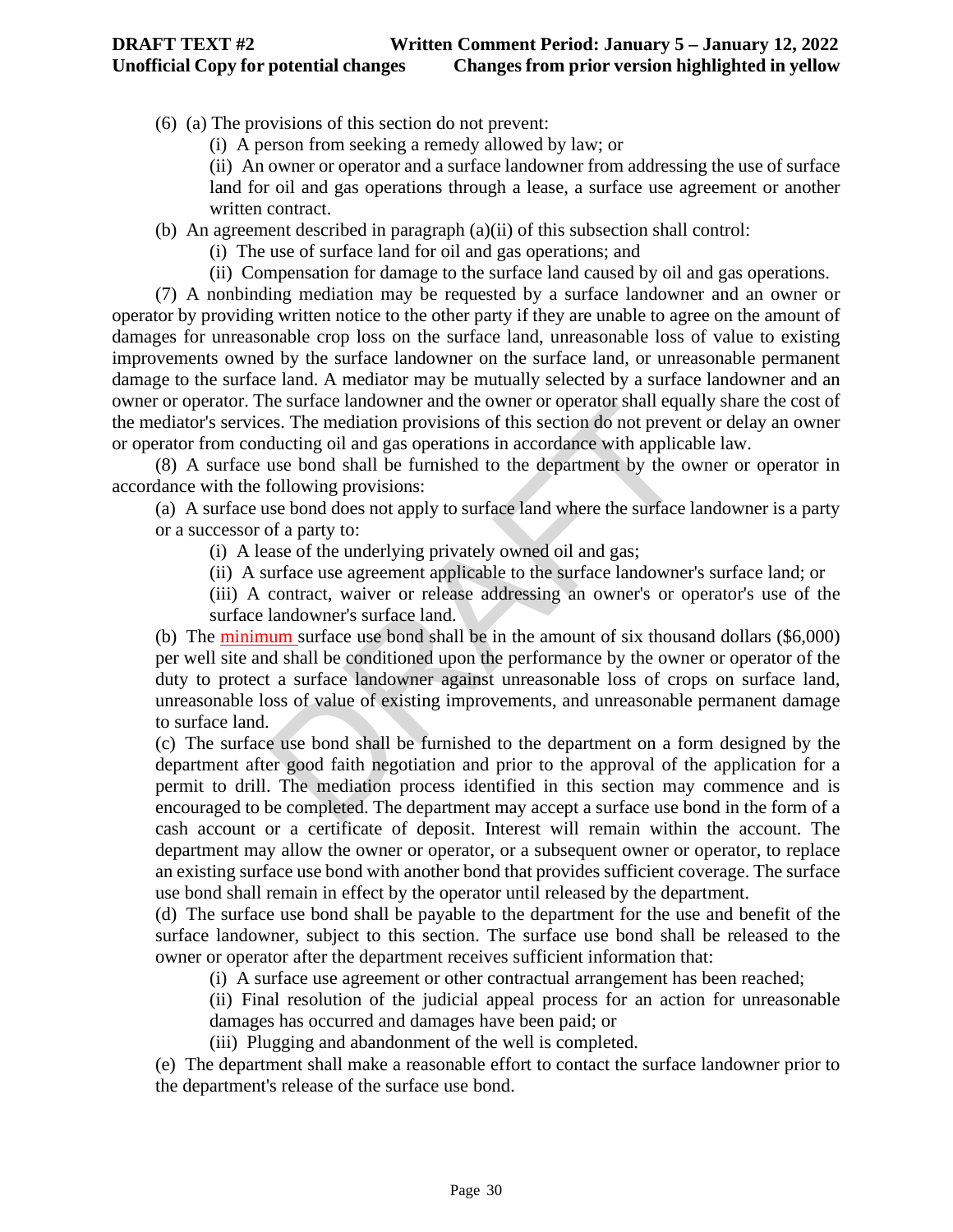(6) (a) The provisions of this section do not prevent:

(i) A person from seeking a remedy allowed by law; or

(ii) An owner or operator and a surface landowner from addressing the use of surface land for oil and gas operations through a lease, a surface use agreement or another written contract.

(b) An agreement described in paragraph (a)(ii) of this subsection shall control:

(i) The use of surface land for oil and gas operations; and

(ii) Compensation for damage to the surface land caused by oil and gas operations.

(7) A nonbinding mediation may be requested by a surface landowner and an owner or operator by providing written notice to the other party if they are unable to agree on the amount of damages for unreasonable crop loss on the surface land, unreasonable loss of value to existing improvements owned by the surface landowner on the surface land, or unreasonable permanent damage to the surface land. A mediator may be mutually selected by a surface landowner and an owner or operator. The surface landowner and the owner or operator shall equally share the cost of the mediator's services. The mediation provisions of this section do not prevent or delay an owner or operator from conducting oil and gas operations in accordance with applicable law.

(8) A surface use bond shall be furnished to the department by the owner or operator in accordance with the following provisions:

(a) A surface use bond does not apply to surface land where the surface landowner is a party or a successor of a party to:

(i) A lease of the underlying privately owned oil and gas;

(ii) A surface use agreement applicable to the surface landowner's surface land; or

(iii) A contract, waiver or release addressing an owner's or operator's use of the surface landowner's surface land.

(b) The minimum surface use bond shall be in the amount of six thousand dollars ($6,000) per well site and shall be conditioned upon the performance by the owner or operator of the duty to protect a surface landowner against unreasonable loss of crops on surface land, unreasonable loss of value of existing improvements, and unreasonable permanent damage to surface land.

(c) The surface use bond shall be furnished to the department on a form designed by the department after good faith negotiation and prior to the approval of the application for a permit to drill. The mediation process identified in this section may commence and is encouraged to be completed. The department may accept a surface use bond in the form of a cash account or a certificate of deposit. Interest will remain within the account. The department may allow the owner or operator, or a subsequent owner or operator, to replace an existing surface use bond with another bond that provides sufficient coverage. The surface use bond shall remain in effect by the operator until released by the department.

(d) The surface use bond shall be payable to the department for the use and benefit of the surface landowner, subject to this section. The surface use bond shall be released to the owner or operator after the department receives sufficient information that:

(i) A surface use agreement or other contractual arrangement has been reached;

(ii) Final resolution of the judicial appeal process for an action for unreasonable damages has occurred and damages have been paid; or

(iii) Plugging and abandonment of the well is completed.

(e) The department shall make a reasonable effort to contact the surface landowner prior to the department's release of the surface use bond.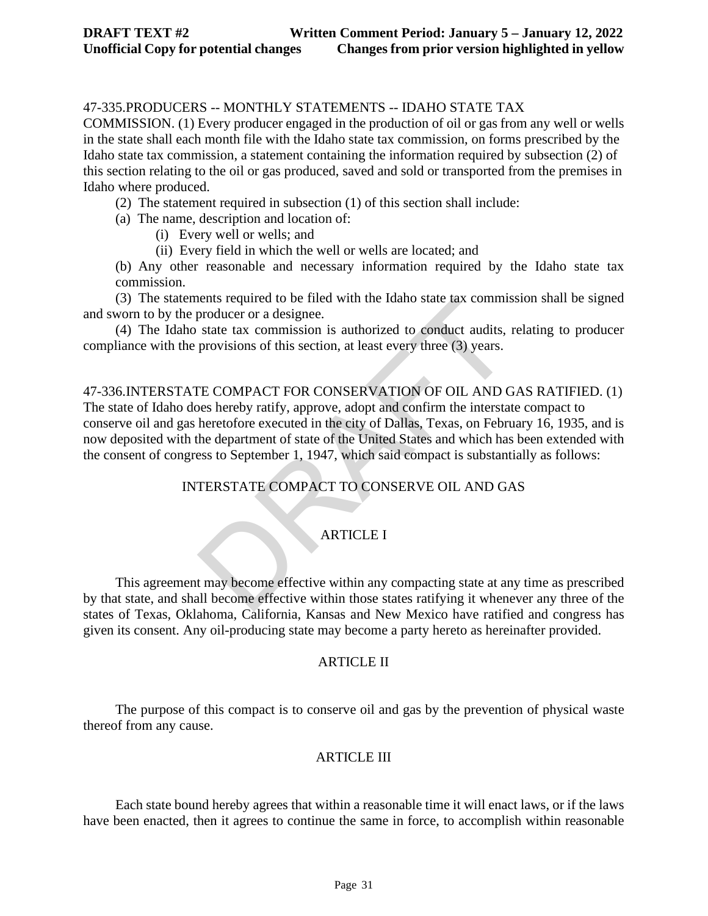47-335.PRODUCERS -- MONTHLY STATEMENTS -- IDAHO STATE TAX COMMISSION. (1) Every producer engaged in the production of oil or gas from any well or wells in the state shall each month file with the Idaho state tax commission, on forms prescribed by the Idaho state tax commission, a statement containing the information required by subsection (2) of this section relating to the oil or gas produced, saved and sold or transported from the premises in Idaho where produced.

(2) The statement required in subsection (1) of this section shall include:

(a) The name, description and location of:

(i) Every well or wells; and

(ii) Every field in which the well or wells are located; and

(b) Any other reasonable and necessary information required by the Idaho state tax commission.

(3) The statements required to be filed with the Idaho state tax commission shall be signed and sworn to by the producer or a designee.

(4) The Idaho state tax commission is authorized to conduct audits, relating to producer compliance with the provisions of this section, at least every three (3) years.

47-336.INTERSTATE COMPACT FOR CONSERVATION OF OIL AND GAS RATIFIED. (1) The state of Idaho does hereby ratify, approve, adopt and confirm the interstate compact to conserve oil and gas heretofore executed in the city of Dallas, Texas, on February 16, 1935, and is now deposited with the department of state of the United States and which has been extended with the consent of congress to September 1, 1947, which said compact is substantially as follows:

INTERSTATE COMPACT TO CONSERVE OIL AND GAS

ARTICLE I

This agreement may become effective within any compacting state at any time as prescribed by that state, and shall become effective within those states ratifying it whenever any three of the states of Texas, Oklahoma, California, Kansas and New Mexico have ratified and congress has given its consent. Any oil-producing state may become a party hereto as hereinafter provided.

ARTICLE II

The purpose of this compact is to conserve oil and gas by the prevention of physical waste thereof from any cause.

ARTICLE III

Each state bound hereby agrees that within a reasonable time it will enact laws, or if the laws have been enacted, then it agrees to continue the same in force, to accomplish within reasonable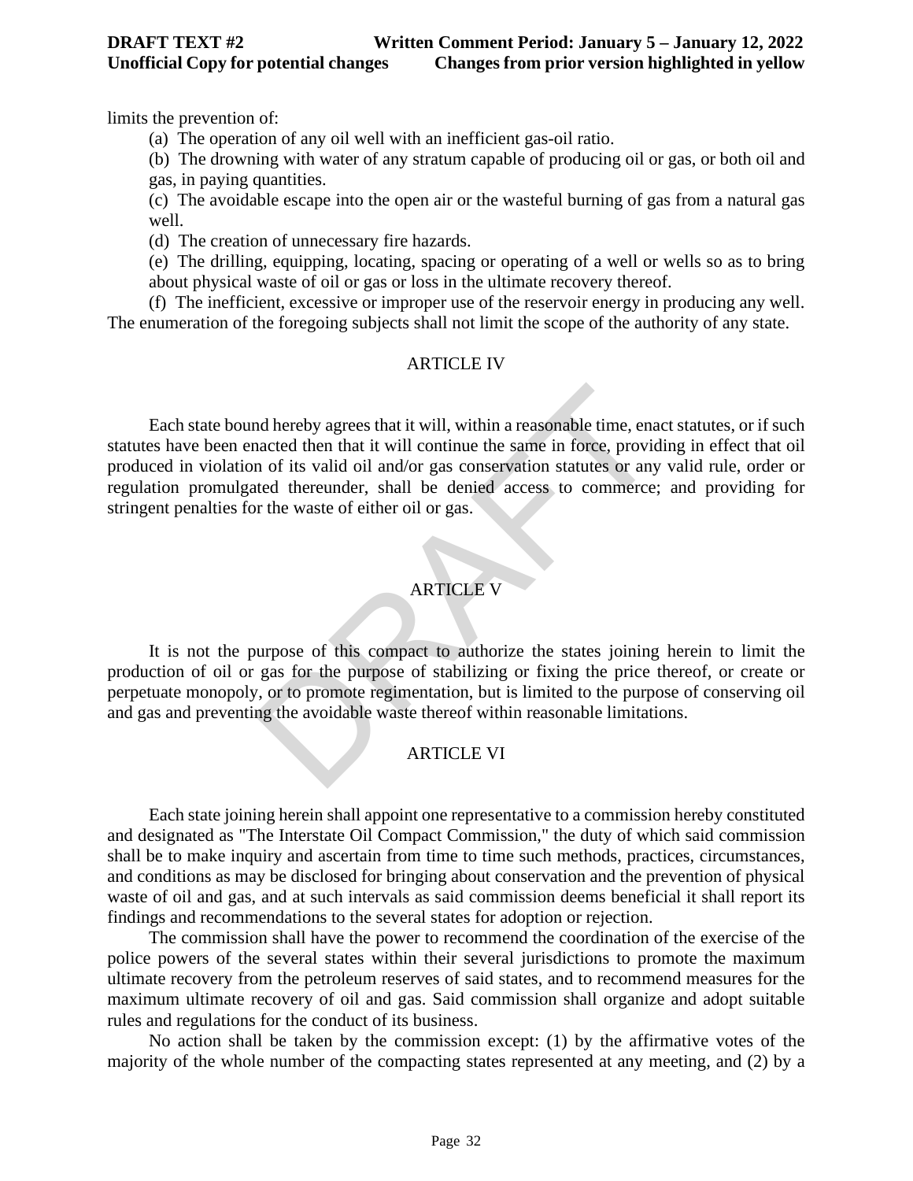limits the prevention of:

(a) The operation of any oil well with an inefficient gas-oil ratio.

(b) The drowning with water of any stratum capable of producing oil or gas, or both oil and gas, in paying quantities.

(c) The avoidable escape into the open air or the wasteful burning of gas from a natural gas well.

(d) The creation of unnecessary fire hazards.

(e) The drilling, equipping, locating, spacing or operating of a well or wells so as to bring about physical waste of oil or gas or loss in the ultimate recovery thereof.

(f) The inefficient, excessive or improper use of the reservoir energy in producing any well.

The enumeration of the foregoing subjects shall not limit the scope of the authority of any state.

ARTICLE IV

Each state bound hereby agrees that it will, within a reasonable time, enact statutes, or if such statutes have been enacted then that it will continue the same in force, providing in effect that oil produced in violation of its valid oil and/or gas conservation statutes or any valid rule, order or regulation promulgated thereunder, shall be denied access to commerce; and providing for stringent penalties for the waste of either oil or gas.

ARTICLE V

It is not the purpose of this compact to authorize the states joining herein to limit the production of oil or gas for the purpose of stabilizing or fixing the price thereof, or create or perpetuate monopoly, or to promote regimentation, but is limited to the purpose of conserving oil and gas and preventing the avoidable waste thereof within reasonable limitations.

ARTICLE VI

Each state joining herein shall appoint one representative to a commission hereby constituted and designated as "The Interstate Oil Compact Commission," the duty of which said commission shall be to make inquiry and ascertain from time to time such methods, practices, circumstances, and conditions as may be disclosed for bringing about conservation and the prevention of physical waste of oil and gas, and at such intervals as said commission deems beneficial it shall report its findings and recommendations to the several states for adoption or rejection.

The commission shall have the power to recommend the coordination of the exercise of the police powers of the several states within their several jurisdictions to promote the maximum ultimate recovery from the petroleum reserves of said states, and to recommend measures for the maximum ultimate recovery of oil and gas. Said commission shall organize and adopt suitable rules and regulations for the conduct of its business.

No action shall be taken by the commission except: (1) by the affirmative votes of the majority of the whole number of the compacting states represented at any meeting, and (2) by a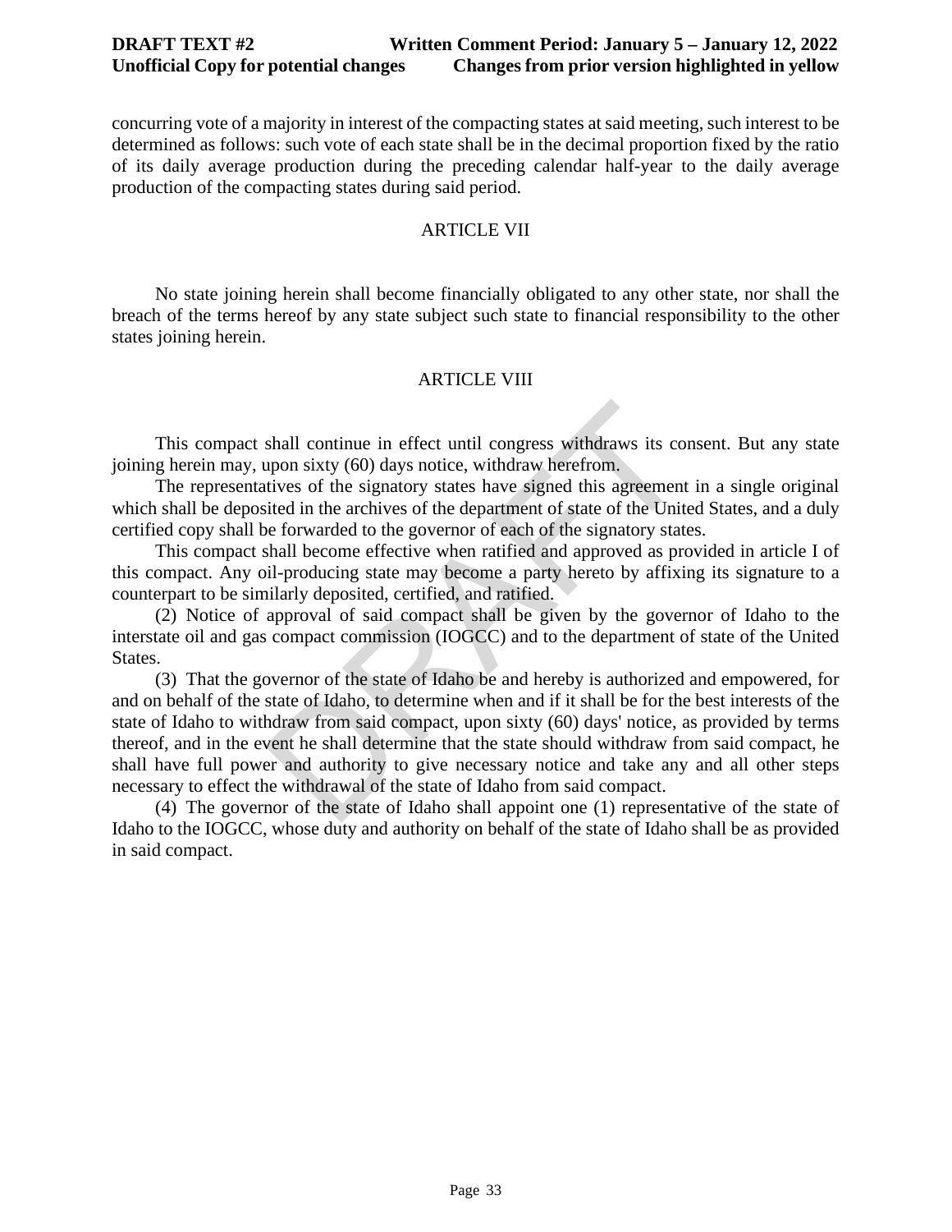concurring vote of a majority in interest of the compacting states at said meeting, such interest to be determined as follows: such vote of each state shall be in the decimal proportion fixed by the ratio of its daily average production during the preceding calendar half-year to the daily average production of the compacting states during said period.

ARTICLE VII

No state joining herein shall become financially obligated to any other state, nor shall the breach of the terms hereof by any state subject such state to financial responsibility to the other states joining herein.

ARTICLE VIII

This compact shall continue in effect until congress withdraws its consent. But any state joining herein may, upon sixty (60) days notice, withdraw herefrom.

The representatives of the signatory states have signed this agreement in a single original which shall be deposited in the archives of the department of state of the United States, and a duly certified copy shall be forwarded to the governor of each of the signatory states.

This compact shall become effective when ratified and approved as provided in article I of this compact. Any oil-producing state may become a party hereto by affixing its signature to a counterpart to be similarly deposited, certified, and ratified.

(2) Notice of approval of said compact shall be given by the governor of Idaho to the interstate oil and gas compact commission (IOGCC) and to the department of state of the United States.

(3) That the governor of the state of Idaho be and hereby is authorized and empowered, for and on behalf of the state of Idaho, to determine when and if it shall be for the best interests of the state of Idaho to withdraw from said compact, upon sixty (60) days' notice, as provided by terms thereof, and in the event he shall determine that the state should withdraw from said compact, he shall have full power and authority to give necessary notice and take any and all other steps necessary to effect the withdrawal of the state of Idaho from said compact.

(4) The governor of the state of Idaho shall appoint one (1) representative of the state of Idaho to the IOGCC, whose duty and authority on behalf of the state of Idaho shall be as provided in said compact.